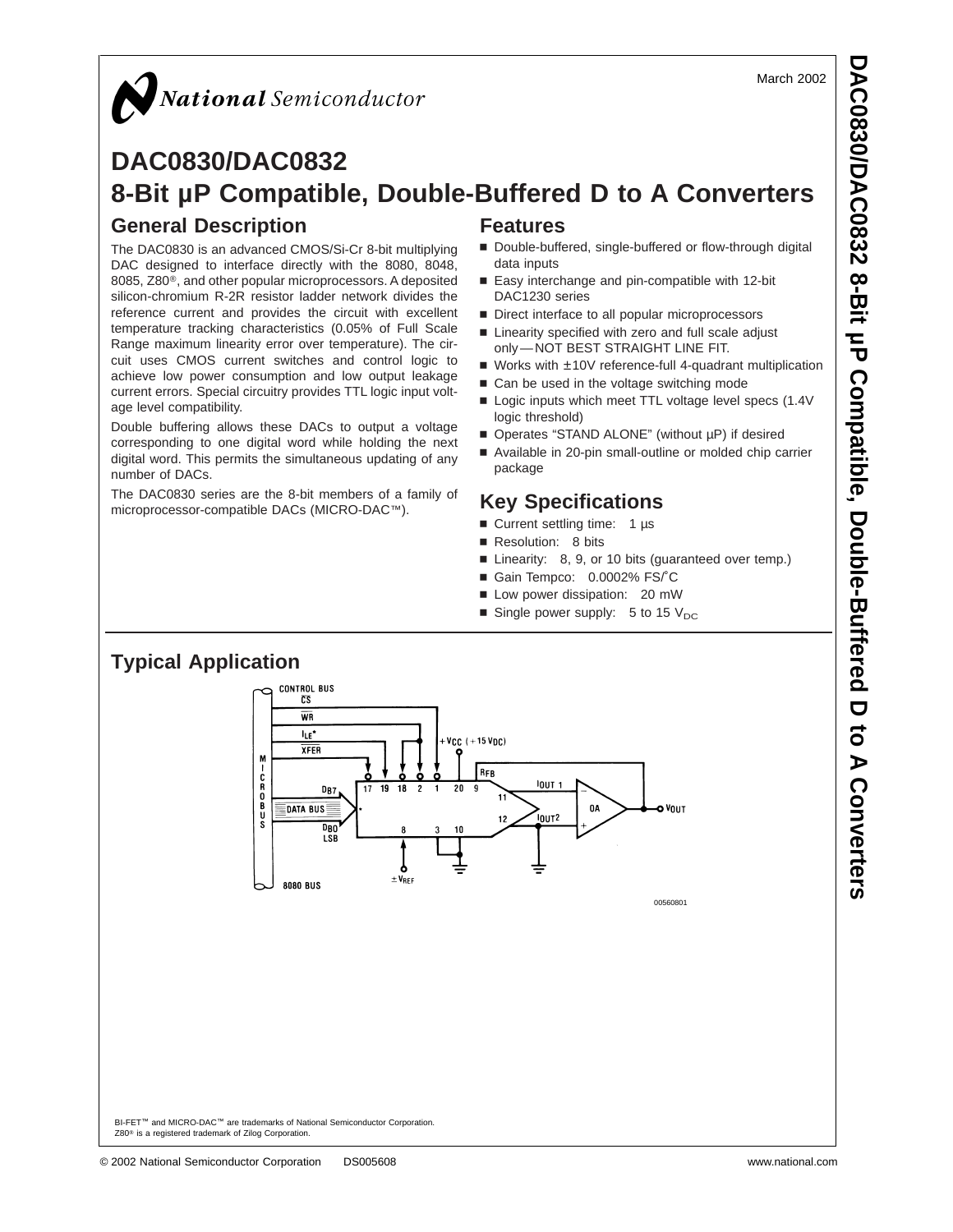# DAC0830/DAC0832

## 8-Bit µP Compatible, Double-Buffered D to A Converters

### General Description

The DAC0830 is an advanced CMOS/Si-Cr 8-bit multiplying DAC designed to interface directly with the 8080, 8048, 8085, Z80®, and other popular microprocessors. A deposited silicon-chromium R-2R resistor ladder network divides the reference current and provides the circuit with excellent temperature tracking characteristics (0.05% of Full Scale Range maximum linearity error over temperature). The circuit uses CMOS current switches and control logic to achieve low power consumption and low output leakage current errors. Special circuitry provides TTL logic input voltage level compatibility.

Double buffering allows these DACs to output a voltage corresponding to one digital word while holding the next digital word. This permits the simultaneous updating of any number of DACs.

The DAC0830 series are the 8-bit members of a family of microprocessor-compatible DACs (MICRO-DAC™).

### Features

- Double-buffered, single-buffered or flow-through digital data inputs
- Easy interchange and pin-compatible with 12-bit DAC1230 series
- Direct interface to all popular microprocessors
- Linearity specified with zero and full scale adjust only — NOT BEST STRAIGHT LINE FIT.
- Works with ±10V reference-full 4-quadrant multiplication
- Can be used in the voltage switching mode
- Logic inputs which meet TTL voltage level specs (1.4V logic threshold)
- Operates "STAND ALONE" (without µP) if desired
- Available in 20-pin small-outline or molded chip carrier package

### Key Specifications

- Current settling time: 1 µs
- Resolution: 8 bits
- Linearity: 8, 9, or 10 bits (guaranteed over temp.)
- Gain Tempco: 0.0002% FS/°C
- Low power dissipation: 20 mW
- Single power supply: 5 to 15 $V_{DC}$

### Typical Application

00560801

BI-FET™ and MICRO-DAC™ are trademarks of National Semiconductor Corporation.
Z80® is a registered trademark of Zilog Corporation.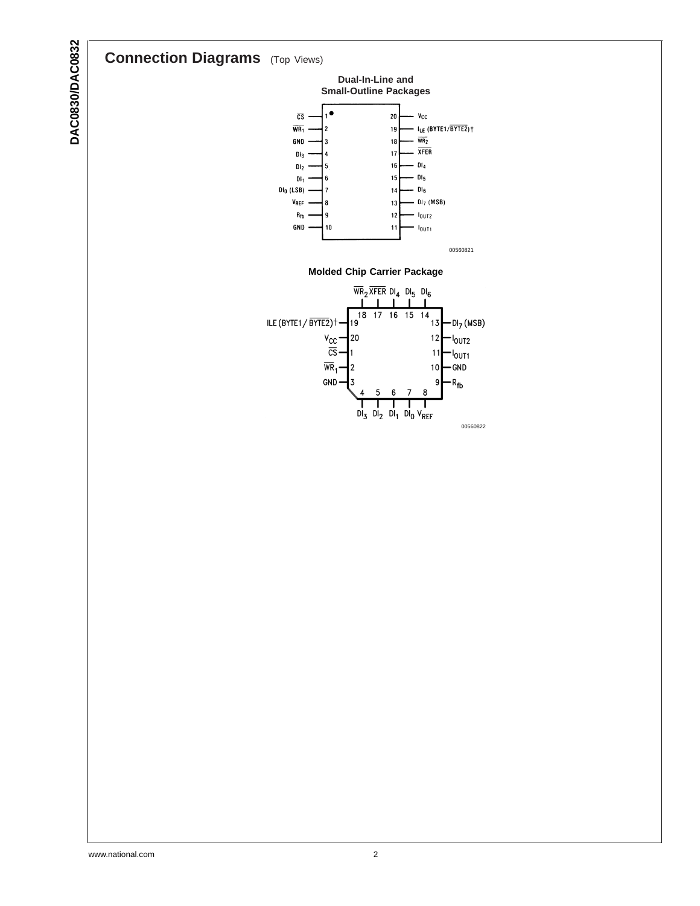## Connection Diagrams (Top Views)

### Dual-In-Line and Small-Outline Packages

| Pin | Signal | Pin | Signal |
|---|---|---|---|
| 1 | $\overline{CS}$ | 20 | $V_{CC}$ |
| 2 | $\overline{WR_1}$ | 19 | $I_{LE}$ (BYTE1/$\overline{BYTE2}$)† |
| 3 | GND | 18 | $\overline{WR_2}$ |
| 4 | $DI_3$ | 17 | $\overline{XFER}$ |
| 5 | $DI_2$ | 16 | $DI_4$ |
| 6 | $DI_1$ | 15 | $DI_5$ |
| 7 | $DI_0$ (LSB) | 14 | $DI_6$ |
| 8 | $V_{REF}$ | 13 | $DI_7$ (MSB) |
| 9 | $R_{fb}$ | 12 | $I_{OUT2}$ |
| 10 | GND | 11 | $I_{OUT1}$ |

00560821

### Molded Chip Carrier Package

| Pin | Signal |
|---|---|
| 18 | $\overline{WR_2}$ |
| 17 | $\overline{XFER}$ |
| 16 | $DI_4$ |
| 15 | $DI_5$ |
| 14 | $DI_6$ |
| 19 | ILE (BYTE1/$\overline{BYTE2}$)† |
| 20 | $V_{CC}$ |
| 1 | $\overline{CS}$ |
| 2 | $\overline{WR_1}$ |
| 3 | GND |
| 4 | $DI_3$ |
| 5 | $DI_2$ |
| 6 | $DI_1$ |
| 7 | $DI_0$ |
| 8 | $V_{REF}$ |
| 9 | $R_{fb}$ |
| 10 | GND |
| 11 | $I_{OUT1}$ |
| 12 | $I_{OUT2}$ |
| 13 | $DI_7$ (MSB) |

00560822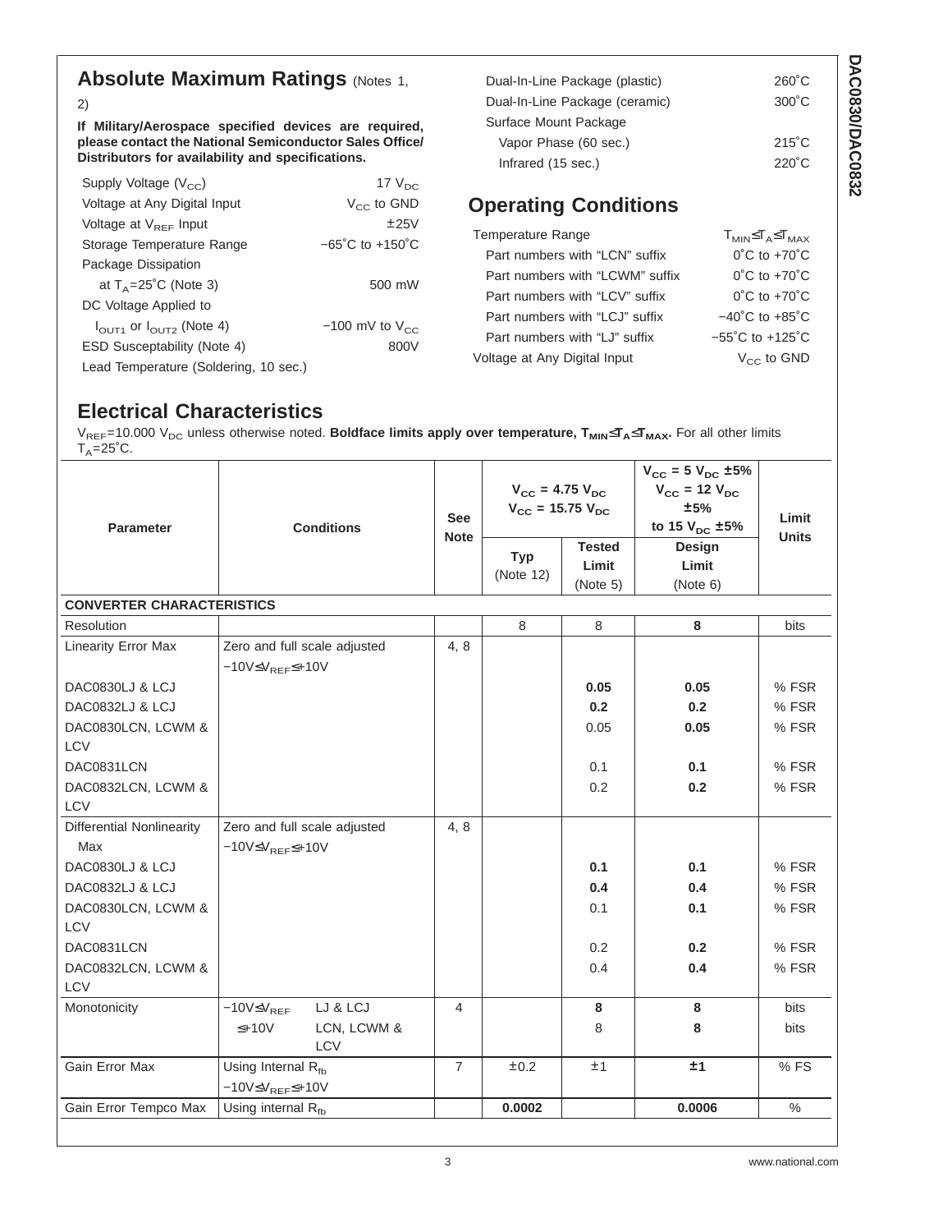## Absolute Maximum Ratings (Notes 1, 2)

**If Military/Aerospace specified devices are required, please contact the National Semiconductor Sales Office/ Distributors for availability and specifications.**

| | |
|---|---|
| Supply Voltage ($V_{CC}$) | 17 $V_{DC}$ |
| Voltage at Any Digital Input | $V_{CC}$ to GND |
| Voltage at $V_{REF}$ Input | ±25V |
| Storage Temperature Range | −65˚C to +150˚C |
| Package Dissipation | |
| at $T_A$=25˚C (Note 3) | 500 mW |
| DC Voltage Applied to | |
| $I_{OUT1}$ or $I_{OUT2}$ (Note 4) | −100 mV to $V_{CC}$ |
| ESD Susceptability (Note 4) | 800V |
| Lead Temperature (Soldering, 10 sec.) | |
| Dual-In-Line Package (plastic) | 260˚C |
| Dual-In-Line Package (ceramic) | 300˚C |
| Surface Mount Package | |
| Vapor Phase (60 sec.) | 215˚C |
| Infrared (15 sec.) | 220˚C |

## Operating Conditions

| | |
|---|---|
| Temperature Range | $T_{MIN} \leq T_A \leq T_{MAX}$ |
| Part numbers with "LCN" suffix | 0˚C to +70˚C |
| Part numbers with "LCWM" suffix | 0˚C to +70˚C |
| Part numbers with "LCV" suffix | 0˚C to +70˚C |
| Part numbers with "LCJ" suffix | −40˚C to +85˚C |
| Part numbers with "LJ" suffix | −55˚C to +125˚C |
| Voltage at Any Digital Input | $V_{CC}$ to GND |

## Electrical Characteristics

$V_{REF}$=10.000 $V_{DC}$ unless otherwise noted. **Boldface limits apply over temperature, $T_{MIN} \leq T_A \leq T_{MAX}$.** For all other limits $T_A$=25˚C.

| Parameter | Conditions | See Note | $V_{CC}$ = 4.75 $V_{DC}$, $V_{CC}$ = 15.75 $V_{DC}$ | | $V_{CC}$ = 5 $V_{DC}$ ±5%, $V_{CC}$ = 12 $V_{DC}$ ±5% to 15 $V_{DC}$ ±5% | Limit Units |
|---|---|---|---|---|---|---|
| | | | Typ (Note 12) | Tested Limit (Note 5) | Design Limit (Note 6) | |
| **CONVERTER CHARACTERISTICS** | | | | | | |
| Resolution | | | 8 | 8 | **8** | bits |
| Linearity Error Max | Zero and full scale adjusted $-10V \leq V_{REF} \leq +10V$ | 4, 8 | | | | |
| DAC0830LJ & LCJ | | | | **0.05** | **0.05** | % FSR |
| DAC0832LJ & LCJ | | | | **0.2** | **0.2** | % FSR |
| DAC0830LCN, LCWM & LCV | | | | 0.05 | **0.05** | % FSR |
| DAC0831LCN | | | | 0.1 | **0.1** | % FSR |
| DAC0832LCN, LCWM & LCV | | | | 0.2 | **0.2** | % FSR |
| Differential Nonlinearity Max | Zero and full scale adjusted $-10V \leq V_{REF} \leq +10V$ | 4, 8 | | | | |
| DAC0830LJ & LCJ | | | | **0.1** | **0.1** | % FSR |
| DAC0832LJ & LCJ | | | | **0.4** | **0.4** | % FSR |
| DAC0830LCN, LCWM & LCV | | | | 0.1 | **0.1** | % FSR |
| DAC0831LCN | | | | 0.2 | **0.2** | % FSR |
| DAC0832LCN, LCWM & LCV | | | | 0.4 | **0.4** | % FSR |
| Monotonicity | $-10V \leq V_{REF} \leq +10V$ LJ & LCJ | 4 | | **8** | **8** | bits |
| | LCN, LCWM & LCV | | | 8 | **8** | bits |
| Gain Error Max | Using Internal $R_{fb}$ $-10V \leq V_{REF} \leq +10V$ | 7 | ±0.2 | ±1 | **±1** | % FS |
| Gain Error Tempco Max | Using internal $R_{fb}$ | | **0.0002** | | **0.0006** | % |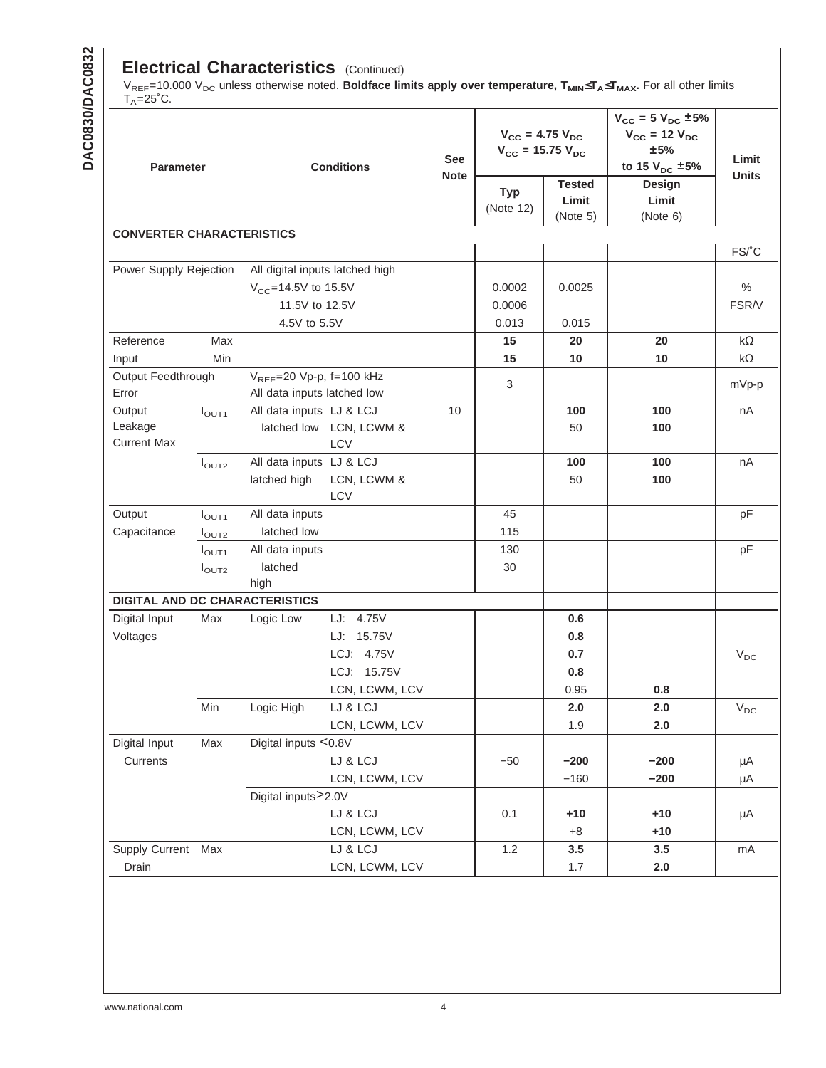## Electrical Characteristics (Continued)

$V_{REF}$=10.000 $V_{DC}$ unless otherwise noted. **Boldface limits apply over temperature, $T_{MIN}≤T_A≤T_{MAX}$.** For all other limits $T_A$=25˚C.

| Parameter | | Conditions | | See Note | $V_{CC}$ = 4.75 $V_{DC}$ $V_{CC}$ = 15.75 $V_{DC}$ | | $V_{CC}$ = 5 $V_{DC}$ ±5% $V_{CC}$ = 12 $V_{DC}$ ±5% to 15 $V_{DC}$ ±5% | Limit Units |
|---|---|---|---|---|---|---|---|---|
| | | | | | Typ (Note 12) | Tested Limit (Note 5) | Design Limit (Note 6) | |
| **CONVERTER CHARACTERISTICS** | | | | | | | | |
| | | | | | | | | FS/˚C |
| Power Supply Rejection | | All digital inputs latched high | | | | | | |
| | | $V_{CC}$=14.5V to 15.5V | | | 0.0002 | 0.0025 | | % |
| | | 11.5V to 12.5V | | | 0.0006 | | | FSR/V |
| | | 4.5V to 5.5V | | | 0.013 | 0.015 | | |
| Reference | Max | | | | **15** | **20** | **20** | kΩ |
| Input | Min | | | | **15** | **10** | **10** | kΩ |
| Output Feedthrough Error | | $V_{REF}$=20 Vp-p, f=100 kHz All data inputs latched low | | | 3 | | | mVp-p |
| Output Leakage Current Max | $I_{OUT1}$ | All data inputs latched low | LJ & LCJ | 10 | | **100** | **100** | nA |
| | | | LCN, LCWM & LCV | | | 50 | **100** | |
| | $I_{OUT2}$ | All data inputs latched high | LJ & LCJ | | | **100** | **100** | nA |
| | | | LCN, LCWM & LCV | | | 50 | **100** | |
| Output Capacitance | $I_{OUT1}$ | All data inputs latched low | | | 45 | | | pF |
| | $I_{OUT2}$ | | | | 115 | | | |
| | $I_{OUT1}$ | All data inputs latched high | | | 130 | | | pF |
| | $I_{OUT2}$ | | | | 30 | | | |
| **DIGITAL AND DC CHARACTERISTICS** | | | | | | | | |
| Digital Input Voltages | Max | Logic Low | LJ: 4.75V | | | **0.6** | | $V_{DC}$ |
| | | | LJ: 15.75V | | | **0.8** | | |
| | | | LCJ: 4.75V | | | **0.7** | | |
| | | | LCJ: 15.75V | | | **0.8** | | |
| | | | LCN, LCWM, LCV | | | 0.95 | **0.8** | |
| | Min | Logic High | LJ & LCJ | | | **2.0** | **2.0** | $V_{DC}$ |
| | | | LCN, LCWM, LCV | | | 1.9 | **2.0** | |
| Digital Input Currents | Max | Digital inputs <0.8V | | | | | | |
| | | | LJ & LCJ | | −50 | **−200** | **−200** | µA |
| | | | LCN, LCWM, LCV | | | −160 | **−200** | µA |
| | | Digital inputs>2.0V | | | | | | |
| | | | LJ & LCJ | | 0.1 | **+10** | **+10** | µA |
| | | | LCN, LCWM, LCV | | | +8 | **+10** | |
| Supply Current Drain | Max | | LJ & LCJ | | 1.2 | **3.5** | **3.5** | mA |
| | | | LCN, LCWM, LCV | | | 1.7 | **2.0** | |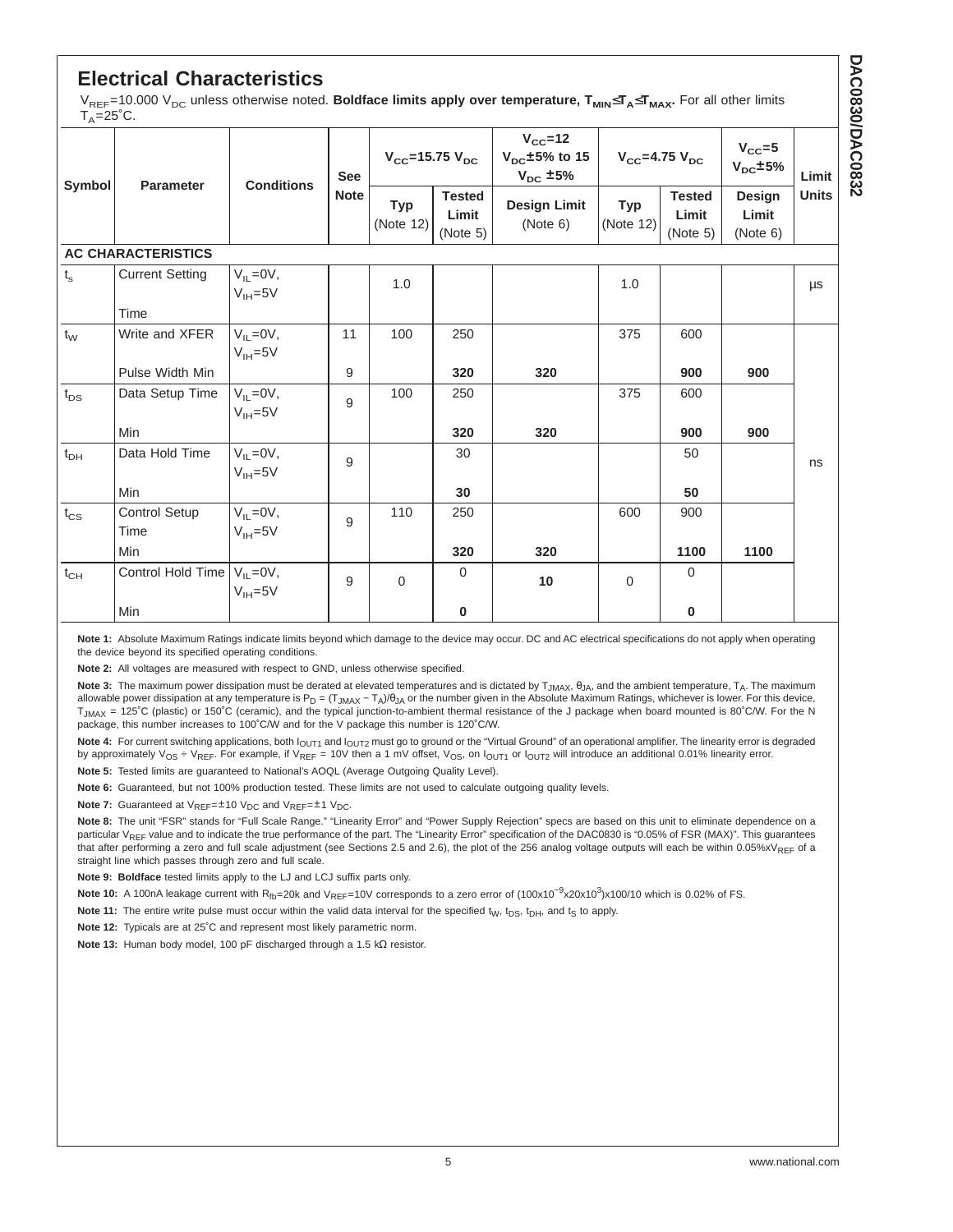## Electrical Characteristics

$V_{REF}$=10.000 $V_{DC}$ unless otherwise noted. **Boldface limits apply over temperature, $T_{MIN} \leq T_A \leq T_{MAX}$.** For all other limits $T_A$=25˚C.

| Symbol | Parameter | Conditions | See Note | $V_{CC}$=15.75 $V_{DC}$ | | $V_{CC}$=12 $V_{DC}$±5% to 15 $V_{DC}$ ±5% | $V_{CC}$=4.75 $V_{DC}$ | | $V_{CC}$=5 $V_{DC}$±5% | Limit Units |
|---|---|---|---|---|---|---|---|---|---|---|
| | | | | Typ (Note 12) | Tested Limit (Note 5) | Design Limit (Note 6) | Typ (Note 12) | Tested Limit (Note 5) | Design Limit (Note 6) | |
| **AC CHARACTERISTICS** | | | | | | | | | | |
| $t_s$ | Current Setting Time | $V_{IL}$=0V, $V_{IH}$=5V | | 1.0 | | | 1.0 | | | µs |
| $t_W$ | Write and XFER | $V_{IL}$=0V, $V_{IH}$=5V | 11 | 100 | 250 | | 375 | 600 | | ns |
| | Pulse Width Min | | 9 | | **320** | **320** | | **900** | **900** | |
| $t_{DS}$ | Data Setup Time | $V_{IL}$=0V, $V_{IH}$=5V | 9 | 100 | 250 | | 375 | 600 | | |
| | Min | | | | **320** | **320** | | **900** | **900** | |
| $t_{DH}$ | Data Hold Time | $V_{IL}$=0V, $V_{IH}$=5V | 9 | | 30 | | | 50 | | |
| | Min | | | | **30** | | | **50** | | |
| $t_{CS}$ | Control Setup Time | $V_{IL}$=0V, $V_{IH}$=5V | 9 | 110 | 250 | | 600 | 900 | | |
| | Min | | | | **320** | **320** | | **1100** | **1100** | |
| $t_{CH}$ | Control Hold Time | $V_{IL}$=0V, $V_{IH}$=5V | 9 | 0 | 0 | **10** | 0 | 0 | | |
| | Min | | | | **0** | | | **0** | | |

**Note 1:** Absolute Maximum Ratings indicate limits beyond which damage to the device may occur. DC and AC electrical specifications do not apply when operating the device beyond its specified operating conditions.

**Note 2:** All voltages are measured with respect to GND, unless otherwise specified.

**Note 3:** The maximum power dissipation must be derated at elevated temperatures and is dictated by $T_{JMAX}$, $\theta_{JA}$, and the ambient temperature, $T_A$. The maximum allowable power dissipation at any temperature is $P_D = (T_{JMAX} - T_A)/\theta_{JA}$ or the number given in the Absolute Maximum Ratings, whichever is lower. For this device, $T_{JMAX}$ = 125˚C (plastic) or 150˚C (ceramic), and the typical junction-to-ambient thermal resistance of the J package when board mounted is 80˚C/W. For the N package, this number increases to 100˚C/W and for the V package this number is 120˚C/W.

**Note 4:** For current switching applications, both $I_{OUT1}$ and $I_{OUT2}$ must go to ground or the "Virtual Ground" of an operational amplifier. The linearity error is degraded by approximately $V_{OS} \div V_{REF}$. For example, if $V_{REF}$ = 10V then a 1 mV offset, $V_{OS}$, on $I_{OUT1}$ or $I_{OUT2}$ will introduce an additional 0.01% linearity error.

**Note 5:** Tested limits are guaranteed to National's AOQL (Average Outgoing Quality Level).

**Note 6:** Guaranteed, but not 100% production tested. These limits are not used to calculate outgoing quality levels.

**Note 7:** Guaranteed at $V_{REF}$=±10 $V_{DC}$ and $V_{REF}$=±1 $V_{DC}$.

**Note 8:** The unit "FSR" stands for "Full Scale Range." "Linearity Error" and "Power Supply Rejection" specs are based on this unit to eliminate dependence on a particular $V_{REF}$ value and to indicate the true performance of the part. The "Linearity Error" specification of the DAC0830 is "0.05% of FSR (MAX)". This guarantees that after performing a zero and full scale adjustment (see Sections 2.5 and 2.6), the plot of the 256 analog voltage outputs will each be within 0.05%x$V_{REF}$ of a straight line which passes through zero and full scale.

**Note 9:** **Boldface** tested limits apply to the LJ and LCJ suffix parts only.

**Note 10:** A 100nA leakage current with $R_{fb}$=20k and $V_{REF}$=10V corresponds to a zero error of $(100 \times 10^{-9} \times 20 \times 10^{3}) \times 100/10$ which is 0.02% of FS.

**Note 11:** The entire write pulse must occur within the valid data interval for the specified $t_W$, $t_{DS}$, $t_{DH}$, and $t_S$ to apply.

**Note 12:** Typicals are at 25˚C and represent most likely parametric norm.

**Note 13:** Human body model, 100 pF discharged through a 1.5 kΩ resistor.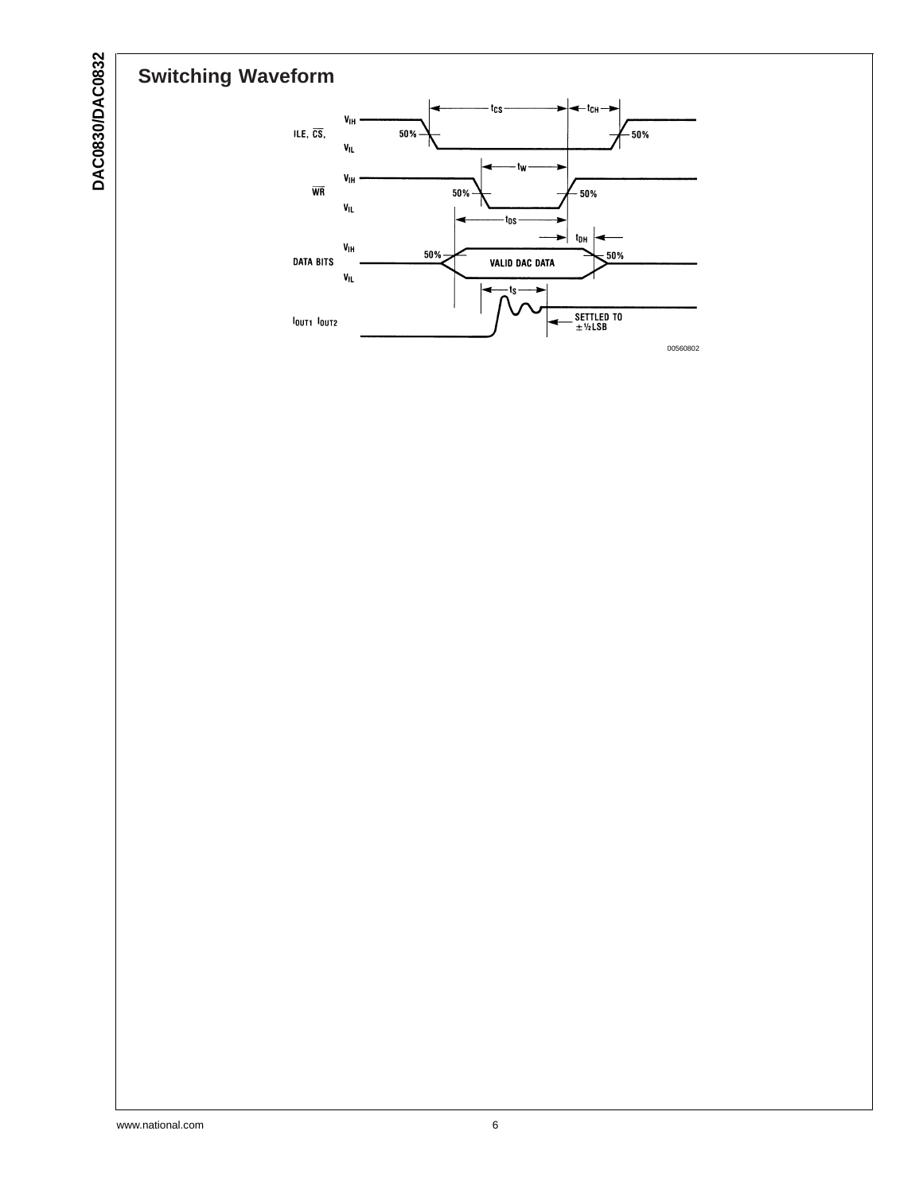## Switching Waveform

ILE, $\overline{CS}$,

$V_{IH}$

$V_{IL}$

50%

$t_{CS}$

$t_{CH}$

$\overline{WR}$

$t_W$

$t_{DS}$

$t_{DH}$

DATA BITS

VALID DAC DATA

$t_S$

$I_{OUT1}$ $I_{OUT2}$

SETTLED TO ±½LSB

00560802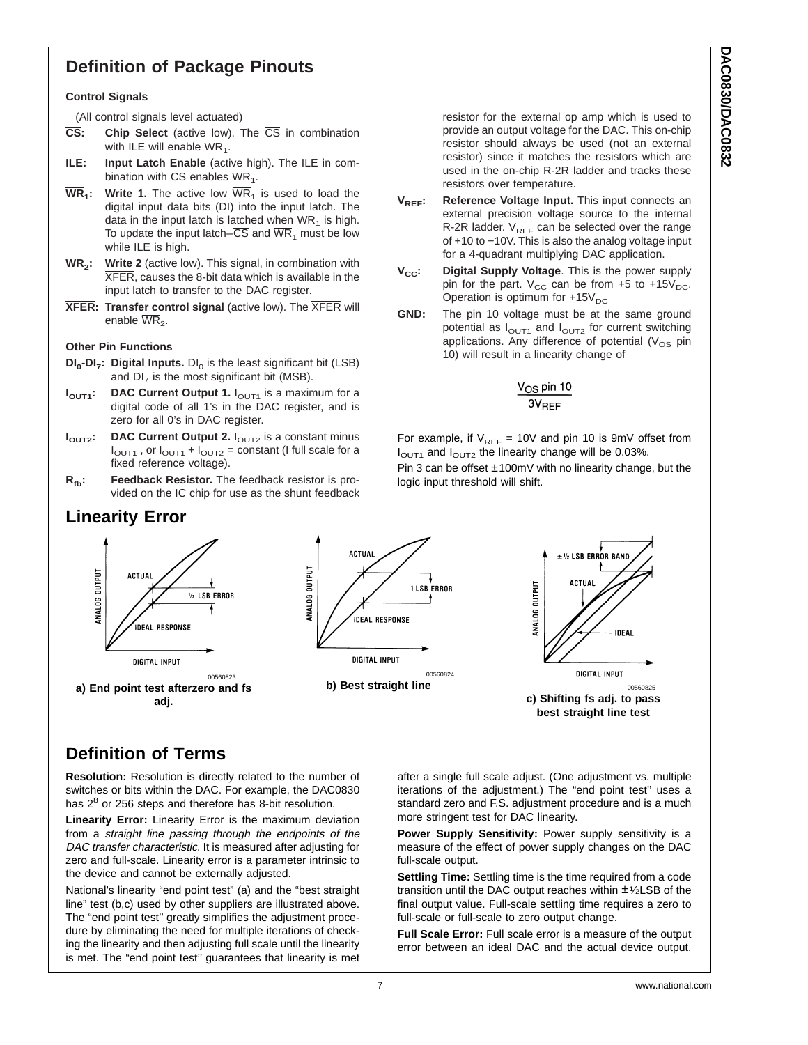## Definition of Package Pinouts

**Control Signals**

(All control signals level actuated)

**$\overline{CS}$: Chip Select** (active low). The $\overline{CS}$ in combination with ILE will enable $\overline{WR}_1$.

**ILE: Input Latch Enable** (active high). The ILE in combination with $\overline{CS}$ enables $\overline{WR}_1$.

**$\overline{WR}_1$: Write 1.** The active low $\overline{WR}_1$ is used to load the digital input data bits (DI) into the input latch. The data in the input latch is latched when $\overline{WR}_1$ is high. To update the input latch–$\overline{CS}$ and $\overline{WR}_1$ must be low while ILE is high.

**$\overline{WR}_2$: Write 2** (active low). This signal, in combination with $\overline{XFER}$, causes the 8-bit data which is available in the input latch to transfer to the DAC register.

**$\overline{XFER}$: Transfer control signal** (active low). The $\overline{XFER}$ will enable $\overline{WR}_2$.

**Other Pin Functions**

**$DI_0$-$DI_7$: Digital Inputs.** $DI_0$ is the least significant bit (LSB) and $DI_7$ is the most significant bit (MSB).

**$I_{OUT1}$: DAC Current Output 1.** $I_{OUT1}$ is a maximum for a digital code of all 1's in the DAC register, and is zero for all 0's in DAC register.

**$I_{OUT2}$: DAC Current Output 2.** $I_{OUT2}$ is a constant minus $I_{OUT1}$, or $I_{OUT1} + I_{OUT2}$ = constant (I full scale for a fixed reference voltage).

**$R_{fb}$: Feedback Resistor.** The feedback resistor is provided on the IC chip for use as the shunt feedback resistor for the external op amp which is used to provide an output voltage for the DAC. This on-chip resistor should always be used (not an external resistor) since it matches the resistors which are used in the on-chip R-2R ladder and tracks these resistors over temperature.

**$V_{REF}$: Reference Voltage Input.** This input connects an external precision voltage source to the internal R-2R ladder. $V_{REF}$ can be selected over the range of +10 to −10V. This is also the analog voltage input for a 4-quadrant multiplying DAC application.

**$V_{CC}$: Digital Supply Voltage**. This is the power supply pin for the part. $V_{CC}$ can be from +5 to +15$V_{DC}$. Operation is optimum for +15$V_{DC}$

**GND:** The pin 10 voltage must be at the same ground potential as $I_{OUT1}$ and $I_{OUT2}$ for current switching applications. Any difference of potential ($V_{OS}$ pin 10) will result in a linearity change of

$$\frac{V_{OS}\text{ pin 10}}{3V_{REF}}$$

For example, if $V_{REF}$ = 10V and pin 10 is 9mV offset from $I_{OUT1}$ and $I_{OUT2}$ the linearity change will be 0.03%.

Pin 3 can be offset ±100mV with no linearity change, but the logic input threshold will shift.

## Linearity Error

00560823

**a) End point test afterzero and fs adj.**

00560824

**b) Best straight line**

00560825

**c) Shifting fs adj. to pass best straight line test**

## Definition of Terms

**Resolution:** Resolution is directly related to the number of switches or bits within the DAC. For example, the DAC0830 has $2^8$ or 256 steps and therefore has 8-bit resolution.

**Linearity Error:** Linearity Error is the maximum deviation from a *straight line passing through the endpoints of the DAC transfer characteristic*. It is measured after adjusting for zero and full-scale. Linearity error is a parameter intrinsic to the device and cannot be externally adjusted.

National's linearity "end point test" (a) and the "best straight line" test (b,c) used by other suppliers are illustrated above. The "end point test'' greatly simplifies the adjustment procedure by eliminating the need for multiple iterations of checking the linearity and then adjusting full scale until the linearity is met. The "end point test'' guarantees that linearity is met after a single full scale adjust. (One adjustment vs. multiple iterations of the adjustment.) The "end point test'' uses a standard zero and F.S. adjustment procedure and is a much more stringent test for DAC linearity.

**Power Supply Sensitivity:** Power supply sensitivity is a measure of the effect of power supply changes on the DAC full-scale output.

**Settling Time:** Settling time is the time required from a code transition until the DAC output reaches within ±½LSB of the final output value. Full-scale settling time requires a zero to full-scale or full-scale to zero output change.

**Full Scale Error:** Full scale error is a measure of the output error between an ideal DAC and the actual device output.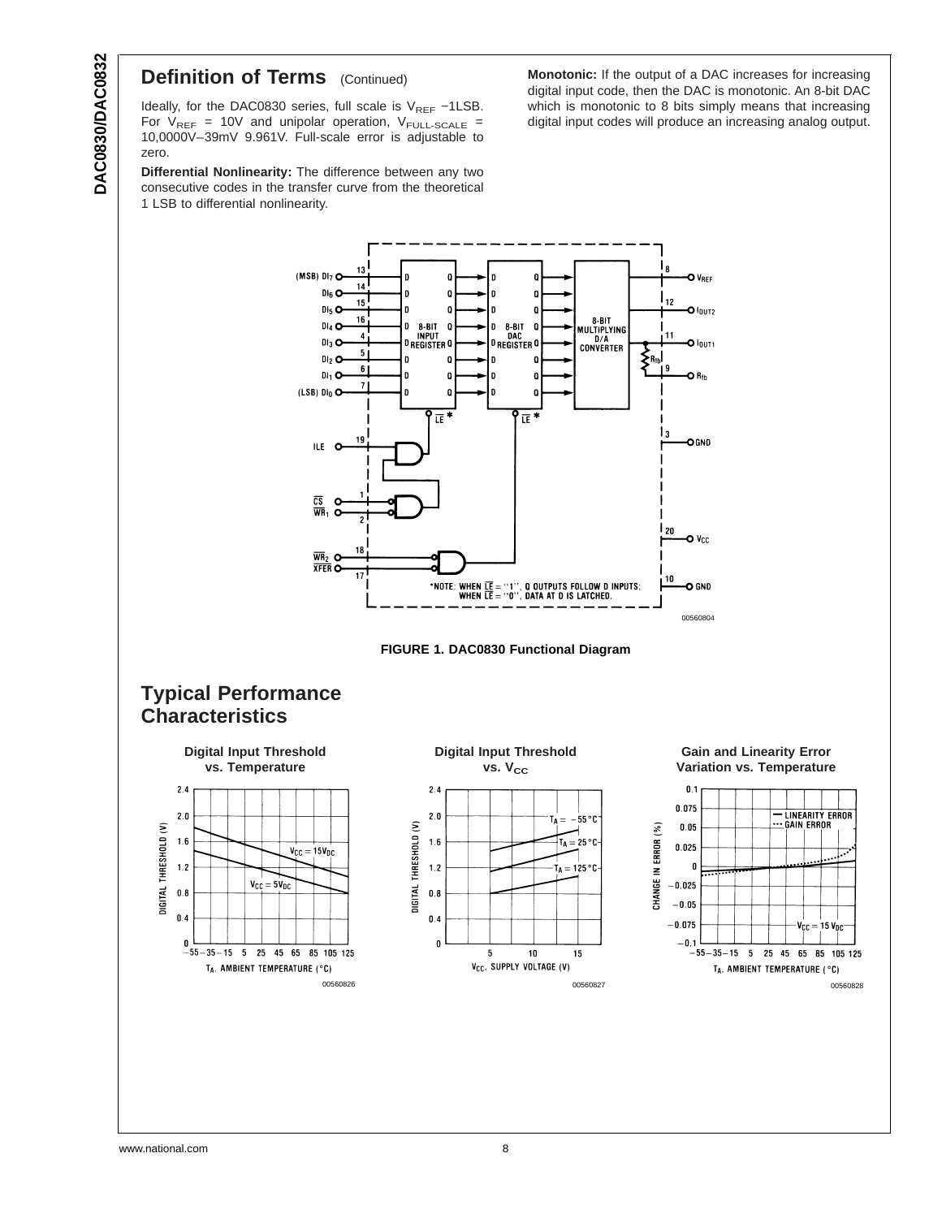## Definition of Terms (Continued)

Ideally, for the DAC0830 series, full scale is $V_{REF}$ −1LSB. For $V_{REF}$ = 10V and unipolar operation, $V_{FULL\text{-}SCALE}$ = 10,0000V−39mV 9.961V. Full-scale error is adjustable to zero.

**Differential Nonlinearity:** The difference between any two consecutive codes in the transfer curve from the theoretical 1 LSB to differential nonlinearity.

**Monotonic:** If the output of a DAC increases for increasing digital input code, then the DAC is monotonic. An 8-bit DAC which is monotonic to 8 bits simply means that increasing digital input codes will produce an increasing analog output.

*NOTE: WHEN $\overline{LE}$ = "1", Q OUTPUTS FOLLOW D INPUTS; WHEN $\overline{LE}$ = "0", DATA AT D IS LATCHED.

00560804

**FIGURE 1. DAC0830 Functional Diagram**

## Typical Performance Characteristics

**Digital Input Threshold vs. Temperature**

00560826

**Digital Input Threshold vs. $V_{CC}$**

00560827

**Gain and Linearity Error Variation vs. Temperature**

00560828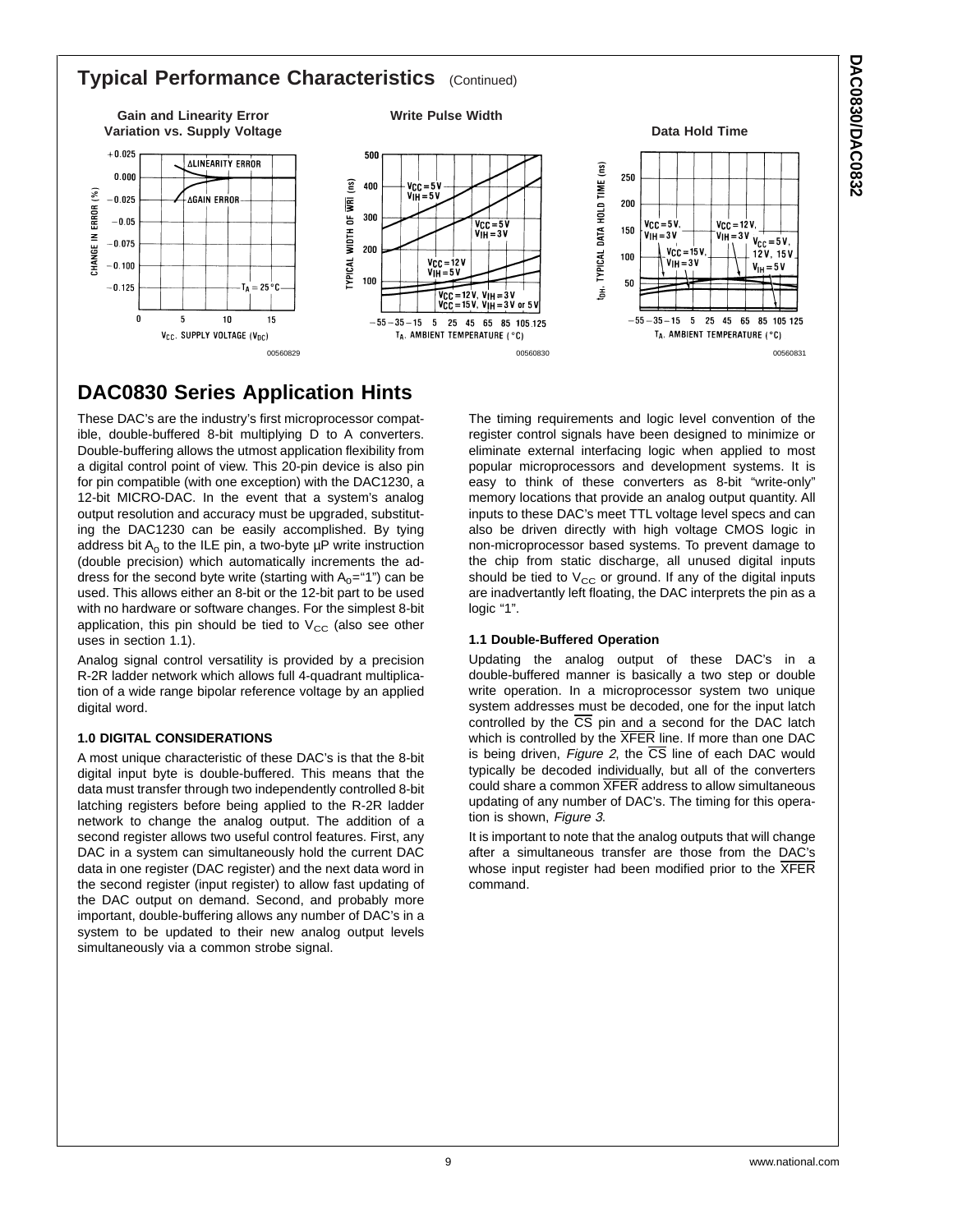## Typical Performance Characteristics (Continued)

**Gain and Linearity Error Variation vs. Supply Voltage**

00560829

**Write Pulse Width**

00560830

**Data Hold Time**

00560831

## DAC0830 Series Application Hints

These DAC's are the industry's first microprocessor compatible, double-buffered 8-bit multiplying D to A converters. Double-buffering allows the utmost application flexibility from a digital control point of view. This 20-pin device is also pin for pin compatible (with one exception) with the DAC1230, a 12-bit MICRO-DAC. In the event that a system's analog output resolution and accuracy must be upgraded, substituting the DAC1230 can be easily accomplished. By tying address bit $A_0$ to the ILE pin, a two-byte µP write instruction (double precision) which automatically increments the address for the second byte write (starting with $A_0$="1") can be used. This allows either an 8-bit or the 12-bit part to be used with no hardware or software changes. For the simplest 8-bit application, this pin should be tied to $V_{CC}$ (also see other uses in section 1.1).

Analog signal control versatility is provided by a precision R-2R ladder network which allows full 4-quadrant multiplication of a wide range bipolar reference voltage by an applied digital word.

### 1.0 DIGITAL CONSIDERATIONS

A most unique characteristic of these DAC's is that the 8-bit digital input byte is double-buffered. This means that the data must transfer through two independently controlled 8-bit latching registers before being applied to the R-2R ladder network to change the analog output. The addition of a second register allows two useful control features. First, any DAC in a system can simultaneously hold the current DAC data in one register (DAC register) and the next data word in the second register (input register) to allow fast updating of the DAC output on demand. Second, and probably more important, double-buffering allows any number of DAC's in a system to be updated to their new analog output levels simultaneously via a common strobe signal.

The timing requirements and logic level convention of the register control signals have been designed to minimize or eliminate external interfacing logic when applied to most popular microprocessors and development systems. It is easy to think of these converters as 8-bit "write-only" memory locations that provide an analog output quantity. All inputs to these DAC's meet TTL voltage level specs and can also be driven directly with high voltage CMOS logic in non-microprocessor based systems. To prevent damage to the chip from static discharge, all unused digital inputs should be tied to $V_{CC}$ or ground. If any of the digital inputs are inadvertantly left floating, the DAC interprets the pin as a logic "1".

### 1.1 Double-Buffered Operation

Updating the analog output of these DAC's in a double-buffered manner is basically a two step or double write operation. In a microprocessor system two unique system addresses must be decoded, one for the input latch controlled by the $\overline{CS}$ pin and a second for the DAC latch which is controlled by the $\overline{XFER}$ line. If more than one DAC is being driven, *Figure 2*, the $\overline{CS}$ line of each DAC would typically be decoded individually, but all of the converters could share a common $\overline{XFER}$ address to allow simultaneous updating of any number of DAC's. The timing for this operation is shown, *Figure 3*.

It is important to note that the analog outputs that will change after a simultaneous transfer are those from the DAC's whose input register had been modified prior to the $\overline{XFER}$ command.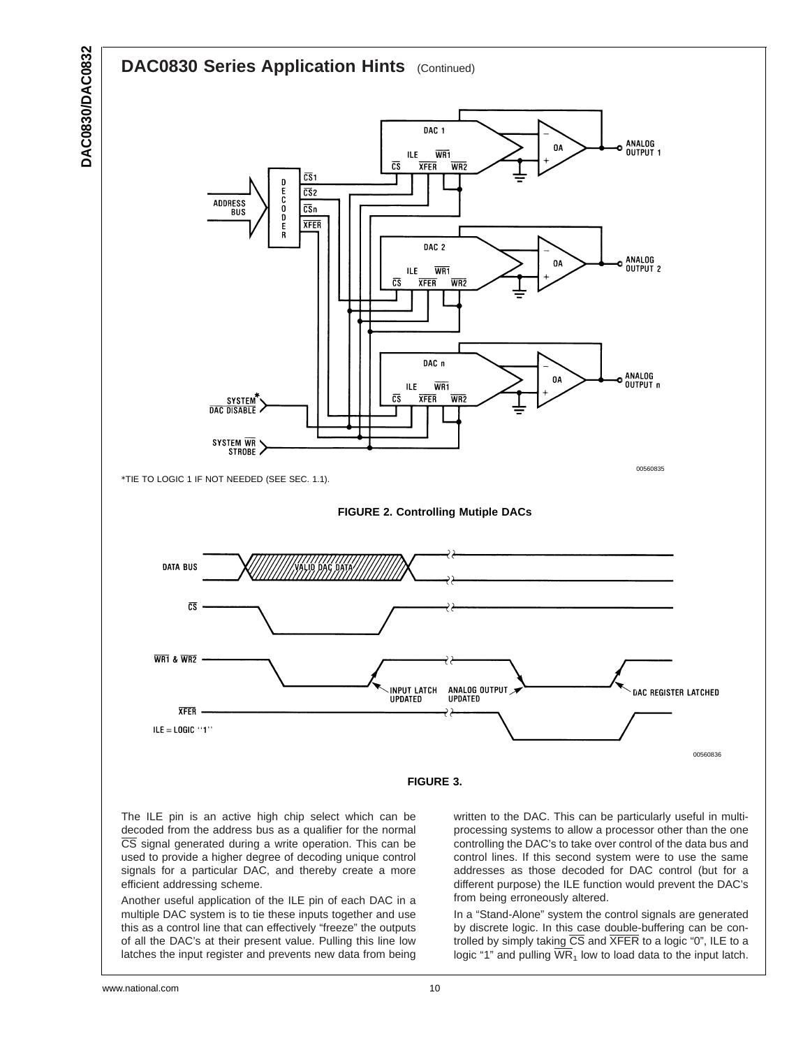## DAC0830 Series Application Hints (Continued)

*TIE TO LOGIC 1 IF NOT NEEDED (SEE SEC. 1.1).

**FIGURE 2. Controlling Mutiple DACs**

**FIGURE 3.**

The ILE pin is an active high chip select which can be decoded from the address bus as a qualifier for the normal $\overline{CS}$ signal generated during a write operation. This can be used to provide a higher degree of decoding unique control signals for a particular DAC, and thereby create a more efficient addressing scheme.

Another useful application of the ILE pin of each DAC in a multiple DAC system is to tie these inputs together and use this as a control line that can effectively "freeze" the outputs of all the DAC's at their present value. Pulling this line low latches the input register and prevents new data from being written to the DAC. This can be particularly useful in multiprocessing systems to allow a processor other than the one controlling the DAC's to take over control of the data bus and control lines. If this second system were to use the same addresses as those decoded for DAC control (but for a different purpose) the ILE function would prevent the DAC's from being erroneously altered.

In a "Stand-Alone" system the control signals are generated by discrete logic. In this case double-buffering can be controlled by simply taking $\overline{CS}$ and $\overline{XFER}$ to a logic "0", ILE to a logic "1" and pulling $\overline{WR_1}$ low to load data to the input latch.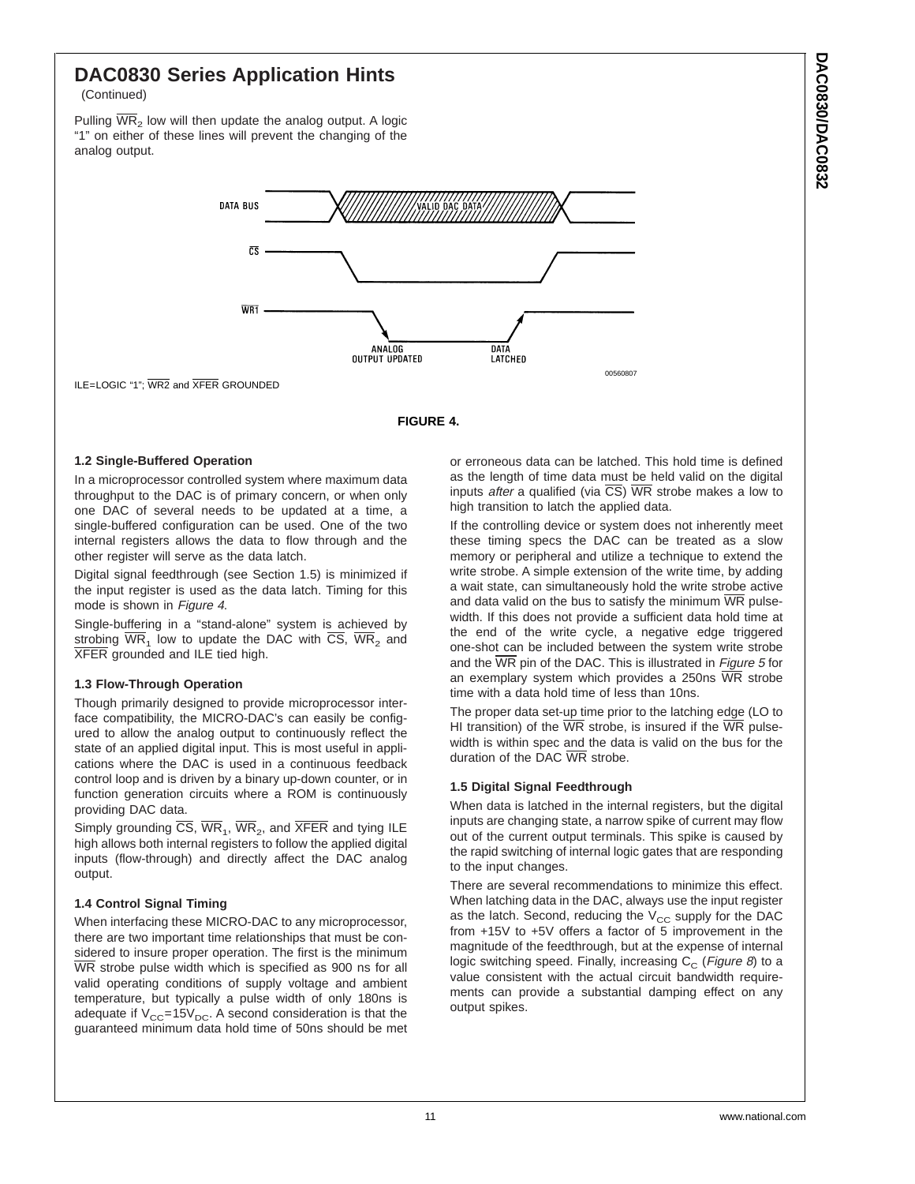## DAC0830 Series Application Hints

(Continued)

Pulling $\overline{WR}_2$ low will then update the analog output. A logic "1" on either of these lines will prevent the changing of the analog output.

DATA BUS — VALID DAC DATA

$\overline{CS}$

$\overline{WR1}$

ANALOG OUTPUT UPDATED — DATA LATCHED

00560807

ILE=LOGIC "1"; $\overline{WR2}$ and $\overline{XFER}$ GROUNDED

**FIGURE 4.**

### 1.2 Single-Buffered Operation

In a microprocessor controlled system where maximum data throughput to the DAC is of primary concern, or when only one DAC of several needs to be updated at a time, a single-buffered configuration can be used. One of the two internal registers allows the data to flow through and the other register will serve as the data latch.

Digital signal feedthrough (see Section 1.5) is minimized if the input register is used as the data latch. Timing for this mode is shown in *Figure 4*.

Single-buffering in a "stand-alone" system is achieved by strobing $\overline{WR}_1$ low to update the DAC with $\overline{CS}$, $\overline{WR}_2$ and $\overline{XFER}$ grounded and ILE tied high.

### 1.3 Flow-Through Operation

Though primarily designed to provide microprocessor interface compatibility, the MICRO-DAC's can easily be configured to allow the analog output to continuously reflect the state of an applied digital input. This is most useful in applications where the DAC is used in a continuous feedback control loop and is driven by a binary up-down counter, or in function generation circuits where a ROM is continuously providing DAC data.

Simply grounding $\overline{CS}$, $\overline{WR}_1$, $\overline{WR}_2$, and $\overline{XFER}$ and tying ILE high allows both internal registers to follow the applied digital inputs (flow-through) and directly affect the DAC analog output.

### 1.4 Control Signal Timing

When interfacing these MICRO-DAC to any microprocessor, there are two important time relationships that must be considered to insure proper operation. The first is the minimum $\overline{WR}$ strobe pulse width which is specified as 900 ns for all valid operating conditions of supply voltage and ambient temperature, but typically a pulse width of only 180ns is adequate if $V_{CC}$=15$V_{DC}$. A second consideration is that the guaranteed minimum data hold time of 50ns should be met or erroneous data can be latched. This hold time is defined as the length of time data must be held valid on the digital inputs *after* a qualified (via $\overline{CS}$) $\overline{WR}$ strobe makes a low to high transition to latch the applied data.

If the controlling device or system does not inherently meet these timing specs the DAC can be treated as a slow memory or peripheral and utilize a technique to extend the write strobe. A simple extension of the write time, by adding a wait state, can simultaneously hold the write strobe active and data valid on the bus to satisfy the minimum $\overline{WR}$ pulsewidth. If this does not provide a sufficient data hold time at the end of the write cycle, a negative edge triggered one-shot can be included between the system write strobe and the $\overline{WR}$ pin of the DAC. This is illustrated in *Figure 5* for an exemplary system which provides a 250ns $\overline{WR}$ strobe time with a data hold time of less than 10ns.

The proper data set-up time prior to the latching edge (LO to HI transition) of the $\overline{WR}$ strobe, is insured if the $\overline{WR}$ pulsewidth is within spec and the data is valid on the bus for the duration of the DAC $\overline{WR}$ strobe.

### 1.5 Digital Signal Feedthrough

When data is latched in the internal registers, but the digital inputs are changing state, a narrow spike of current may flow out of the current output terminals. This spike is caused by the rapid switching of internal logic gates that are responding to the input changes.

There are several recommendations to minimize this effect. When latching data in the DAC, always use the input register as the latch. Second, reducing the $V_{CC}$ supply for the DAC from +15V to +5V offers a factor of 5 improvement in the magnitude of the feedthrough, but at the expense of internal logic switching speed. Finally, increasing $C_C$ (*Figure 8*) to a value consistent with the actual circuit bandwidth requirements can provide a substantial damping effect on any output spikes.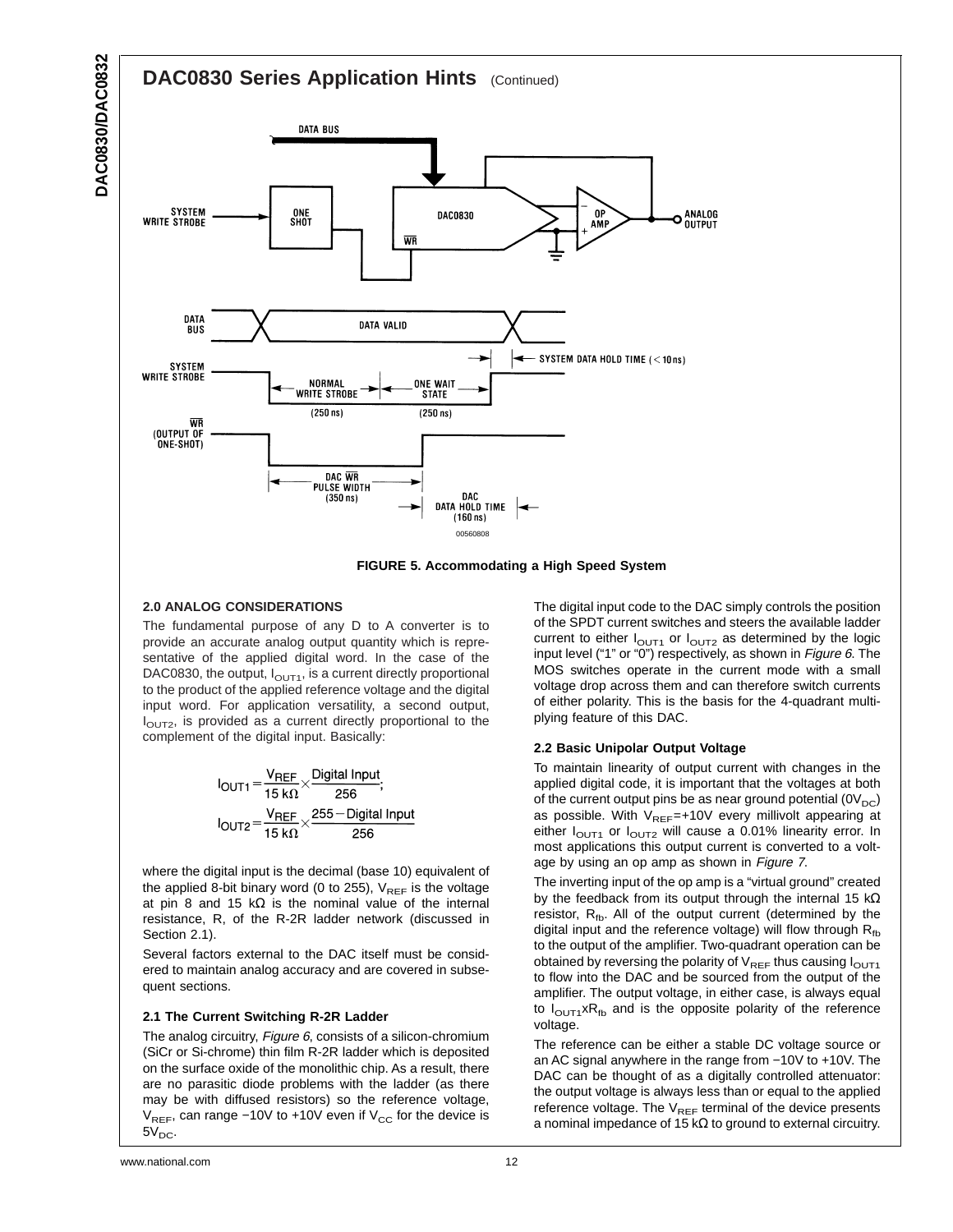## DAC0830 Series Application Hints (Continued)

FIGURE 5. Accommodating a High Speed System

### 2.0 ANALOG CONSIDERATIONS

The fundamental purpose of any D to A converter is to provide an accurate analog output quantity which is representative of the applied digital word. In the case of the DAC0830, the output, $I_{OUT1}$, is a current directly proportional to the product of the applied reference voltage and the digital input word. For application versatility, a second output, $I_{OUT2}$, is provided as a current directly proportional to the complement of the digital input. Basically:

$$I_{OUT1} = \frac{V_{REF}}{15\ k\Omega} \times \frac{\text{Digital Input}}{256};$$

$$I_{OUT2} = \frac{V_{REF}}{15\ k\Omega} \times \frac{255 - \text{Digital Input}}{256}$$

where the digital input is the decimal (base 10) equivalent of the applied 8-bit binary word (0 to 255), $V_{REF}$ is the voltage at pin 8 and 15 kΩ is the nominal value of the internal resistance, R, of the R-2R ladder network (discussed in Section 2.1).

Several factors external to the DAC itself must be considered to maintain analog accuracy and are covered in subsequent sections.

#### 2.1 The Current Switching R-2R Ladder

The analog circuitry, *Figure 6*, consists of a silicon-chromium (SiCr or Si-chrome) thin film R-2R ladder which is deposited on the surface oxide of the monolithic chip. As a result, there are no parasitic diode problems with the ladder (as there may be with diffused resistors) so the reference voltage, $V_{REF}$, can range −10V to +10V even if $V_{CC}$ for the device is $5V_{DC}$.

The digital input code to the DAC simply controls the position of the SPDT current switches and steers the available ladder current to either $I_{OUT1}$ or $I_{OUT2}$ as determined by the logic input level ("1" or "0") respectively, as shown in *Figure 6*. The MOS switches operate in the current mode with a small voltage drop across them and can therefore switch currents of either polarity. This is the basis for the 4-quadrant multiplying feature of this DAC.

#### 2.2 Basic Unipolar Output Voltage

To maintain linearity of output current with changes in the applied digital code, it is important that the voltages at both of the current output pins be as near ground potential ($0V_{DC}$) as possible. With $V_{REF}$=+10V every millivolt appearing at either $I_{OUT1}$ or $I_{OUT2}$ will cause a 0.01% linearity error. In most applications this output current is converted to a voltage by using an op amp as shown in *Figure 7*.

The inverting input of the op amp is a "virtual ground" created by the feedback from its output through the internal 15 kΩ resistor, $R_{fb}$. All of the output current (determined by the digital input and the reference voltage) will flow through $R_{fb}$ to the output of the amplifier. Two-quadrant operation can be obtained by reversing the polarity of $V_{REF}$ thus causing $I_{OUT1}$ to flow into the DAC and be sourced from the output of the amplifier. The output voltage, in either case, is always equal to $I_{OUT1} x R_{fb}$ and is the opposite polarity of the reference voltage.

The reference can be either a stable DC voltage source or an AC signal anywhere in the range from −10V to +10V. The DAC can be thought of as a digitally controlled attenuator: the output voltage is always less than or equal to the applied reference voltage. The $V_{REF}$ terminal of the device presents a nominal impedance of 15 kΩ to ground to external circuitry.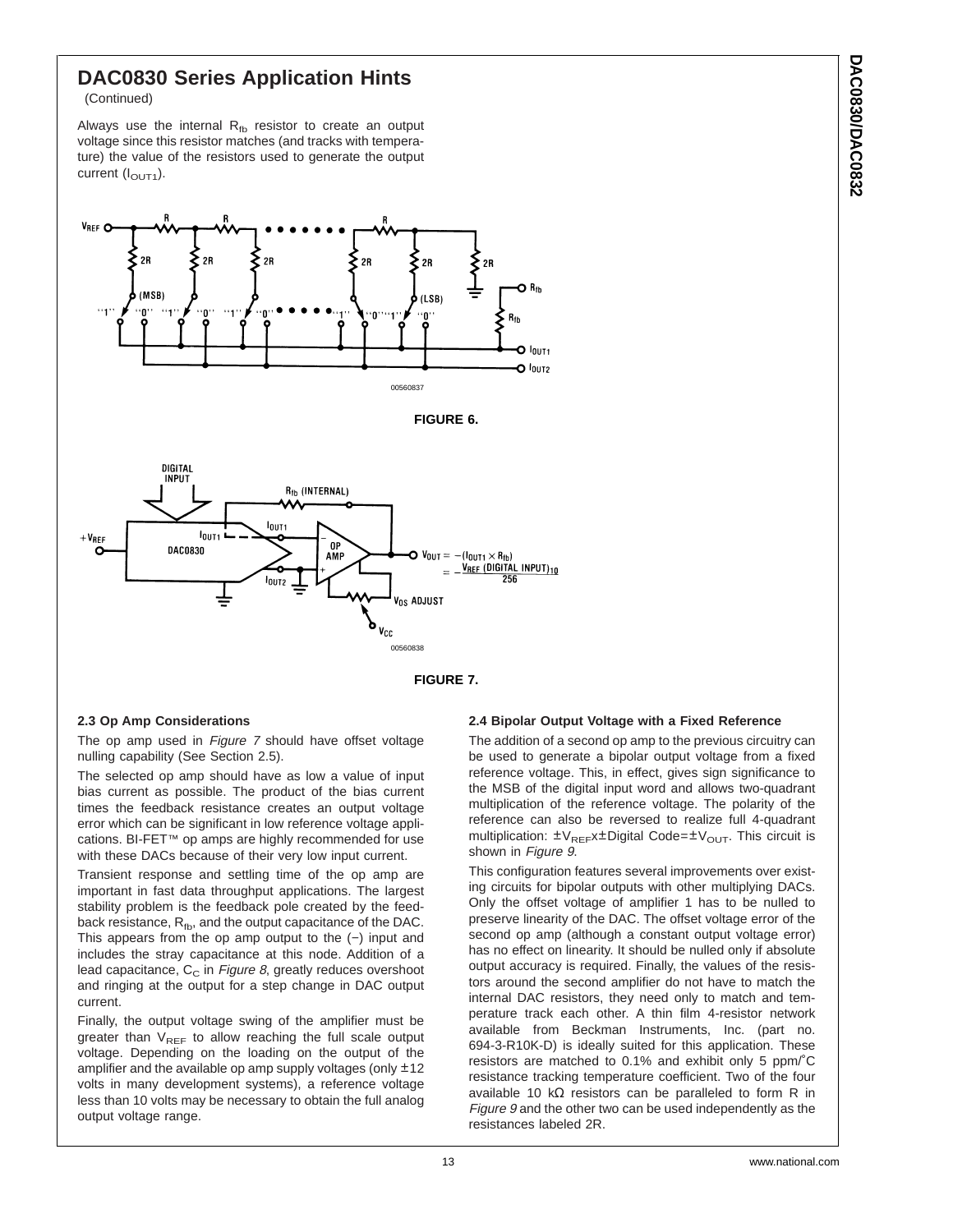## DAC0830 Series Application Hints

(Continued)

Always use the internal $R_{fb}$ resistor to create an output voltage since this resistor matches (and tracks with temperature) the value of the resistors used to generate the output current ($I_{OUT1}$).

FIGURE 6.

FIGURE 7.

### 2.3 Op Amp Considerations

The op amp used in *Figure 7* should have offset voltage nulling capability (See Section 2.5).

The selected op amp should have as low a value of input bias current as possible. The product of the bias current times the feedback resistance creates an output voltage error which can be significant in low reference voltage applications. BI-FET™ op amps are highly recommended for use with these DACs because of their very low input current.

Transient response and settling time of the op amp are important in fast data throughput applications. The largest stability problem is the feedback pole created by the feedback resistance, $R_{fb}$, and the output capacitance of the DAC. This appears from the op amp output to the (−) input and includes the stray capacitance at this node. Addition of a lead capacitance, $C_C$ in *Figure 8*, greatly reduces overshoot and ringing at the output for a step change in DAC output current.

Finally, the output voltage swing of the amplifier must be greater than $V_{REF}$ to allow reaching the full scale output voltage. Depending on the loading on the output of the amplifier and the available op amp supply voltages (only ±12 volts in many development systems), a reference voltage less than 10 volts may be necessary to obtain the full analog output voltage range.

### 2.4 Bipolar Output Voltage with a Fixed Reference

The addition of a second op amp to the previous circuitry can be used to generate a bipolar output voltage from a fixed reference voltage. This, in effect, gives sign significance to the MSB of the digital input word and allows two-quadrant multiplication of the reference voltage. The polarity of the reference can also be reversed to realize full 4-quadrant multiplication: $\pm V_{REF} x \pm$Digital Code$=\pm V_{OUT}$. This circuit is shown in *Figure 9*.

This configuration features several improvements over existing circuits for bipolar outputs with other multiplying DACs. Only the offset voltage of amplifier 1 has to be nulled to preserve linearity of the DAC. The offset voltage error of the second op amp (although a constant output voltage error) has no effect on linearity. It should be nulled only if absolute output accuracy is required. Finally, the values of the resistors around the second amplifier do not have to match the internal DAC resistors, they need only to match and temperature track each other. A thin film 4-resistor network available from Beckman Instruments, Inc. (part no. 694-3-R10K-D) is ideally suited for this application. These resistors are matched to 0.1% and exhibit only 5 ppm/°C resistance tracking temperature coefficient. Two of the four available 10 kΩ resistors can be paralleled to form R in *Figure 9* and the other two can be used independently as the resistances labeled 2R.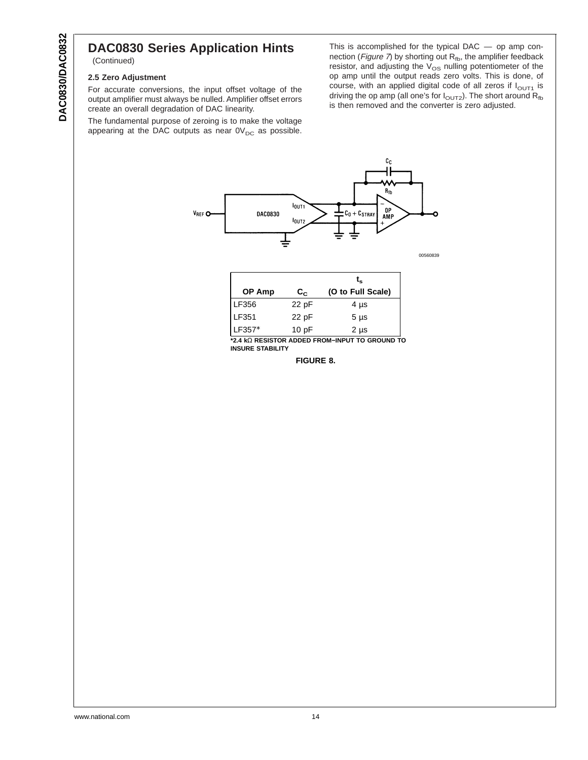## DAC0830 Series Application Hints

(Continued)

### 2.5 Zero Adjustment

For accurate conversions, the input offset voltage of the output amplifier must always be nulled. Amplifier offset errors create an overall degradation of DAC linearity.

The fundamental purpose of zeroing is to make the voltage appearing at the DAC outputs as near $0V_{DC}$ as possible. This is accomplished for the typical DAC — op amp connection (*Figure 7*) by shorting out $R_{fb}$, the amplifier feedback resistor, and adjusting the $V_{OS}$ nulling potentiometer of the op amp until the output reads zero volts. This is done, of course, with an applied digital code of all zeros if $I_{OUT1}$ is driving the op amp (all one's for $I_{OUT2}$). The short around $R_{fb}$ is then removed and the converter is zero adjusted.

| OP Amp | $C_C$ | $t_s$ (O to Full Scale) |
|---|---|---|
| LF356 | 22 pF | 4 µs |
| LF351 | 22 pF | 5 µs |
| LF357* | 10 pF | 2 µs |

***2.4 kΩ RESISTOR ADDED FROM−INPUT TO GROUND TO INSURE STABILITY**

**FIGURE 8.**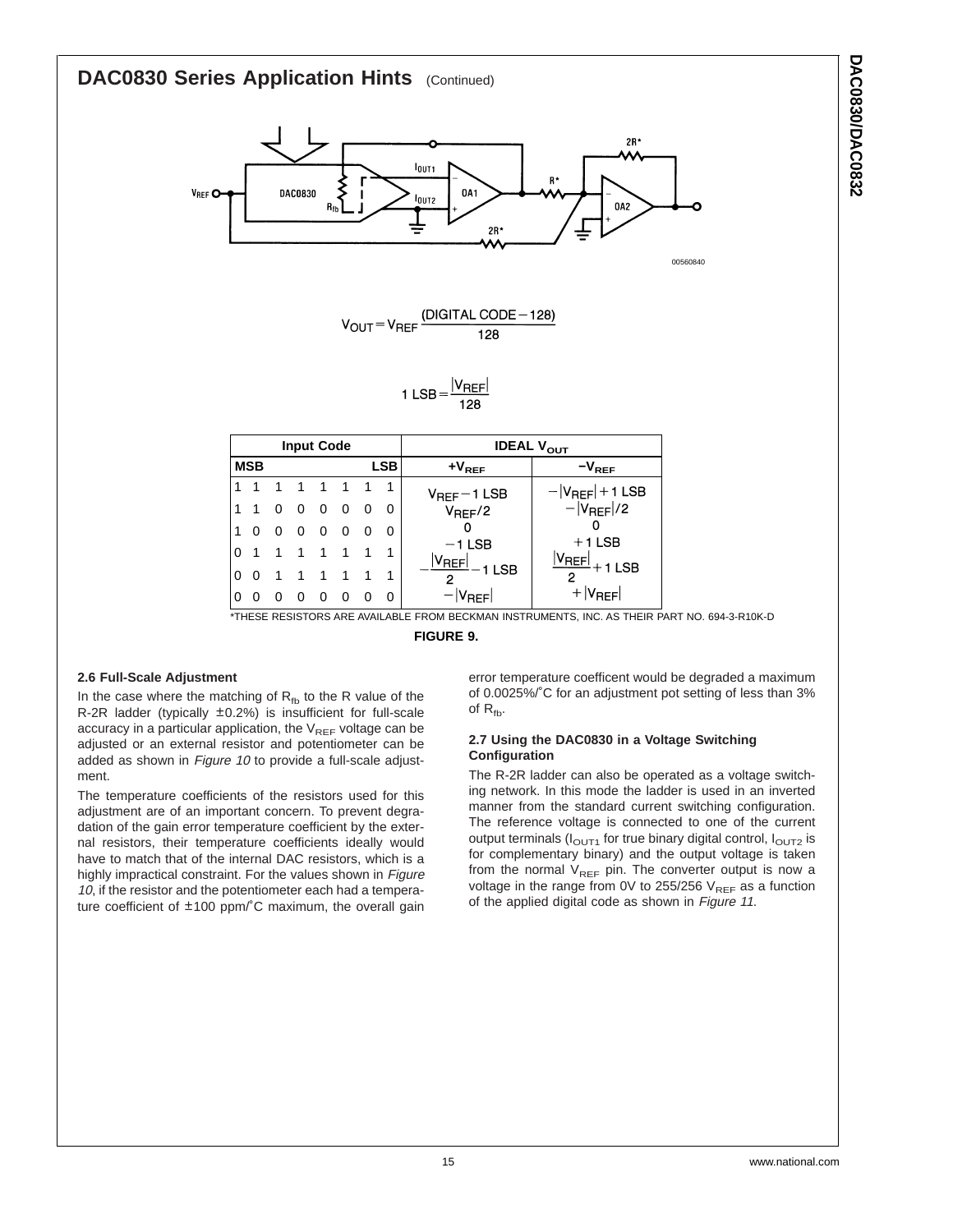## DAC0830 Series Application Hints (Continued)

00560840

$$V_{OUT} = V_{REF}\,\frac{(\text{DIGITAL CODE} - 128)}{128}$$

$$1\ \text{LSB} = \frac{|V_{REF}|}{128}$$

| Input Code | | | | | | | | IDEAL $V_{OUT}$ | |
|---|---|---|---|---|---|---|---|---|---|
| MSB | | | | | | | LSB | $+V_{REF}$ | $-V_{REF}$ |
| 1 | 1 | 1 | 1 | 1 | 1 | 1 | 1 | $V_{REF} - 1$ LSB | $-\|V_{REF}\| + 1$ LSB |
| 1 | 1 | 0 | 0 | 0 | 0 | 0 | 0 | $V_{REF}/2$ | $-\|V_{REF}\|/2$ |
| 1 | 0 | 0 | 0 | 0 | 0 | 0 | 0 | 0 | 0 |
| 0 | 1 | 1 | 1 | 1 | 1 | 1 | 1 | $-1$ LSB | $+1$ LSB |
| 0 | 0 | 1 | 1 | 1 | 1 | 1 | 1 | $-\frac{\|V_{REF}\|}{2} - 1$ LSB | $\frac{\|V_{REF}\|}{2} + 1$ LSB |
| 0 | 0 | 0 | 0 | 0 | 0 | 0 | 0 | $-\|V_{REF}\|$ | $+\|V_{REF}\|$ |

*THESE RESISTORS ARE AVAILABLE FROM BECKMAN INSTRUMENTS, INC. AS THEIR PART NO. 694-3-R10K-D

**FIGURE 9.**

### 2.6 Full-Scale Adjustment

In the case where the matching of $R_{fb}$ to the R value of the R-2R ladder (typically ±0.2%) is insufficient for full-scale accuracy in a particular application, the $V_{REF}$ voltage can be adjusted or an external resistor and potentiometer can be added as shown in *Figure 10* to provide a full-scale adjustment.

The temperature coefficients of the resistors used for this adjustment are of an important concern. To prevent degradation of the gain error temperature coefficient by the external resistors, their temperature coefficients ideally would have to match that of the internal DAC resistors, which is a highly impractical constraint. For the values shown in *Figure 10*, if the resistor and the potentiometer each had a temperature coefficient of ±100 ppm/°C maximum, the overall gain error temperature coefficent would be degraded a maximum of 0.0025%/°C for an adjustment pot setting of less than 3% of $R_{fb}$.

### 2.7 Using the DAC0830 in a Voltage Switching Configuration

The R-2R ladder can also be operated as a voltage switching network. In this mode the ladder is used in an inverted manner from the standard current switching configuration. The reference voltage is connected to one of the current output terminals ($I_{OUT1}$ for true binary digital control, $I_{OUT2}$ is for complementary binary) and the output voltage is taken from the normal $V_{REF}$ pin. The converter output is now a voltage in the range from 0V to 255/256 $V_{REF}$ as a function of the applied digital code as shown in *Figure 11*.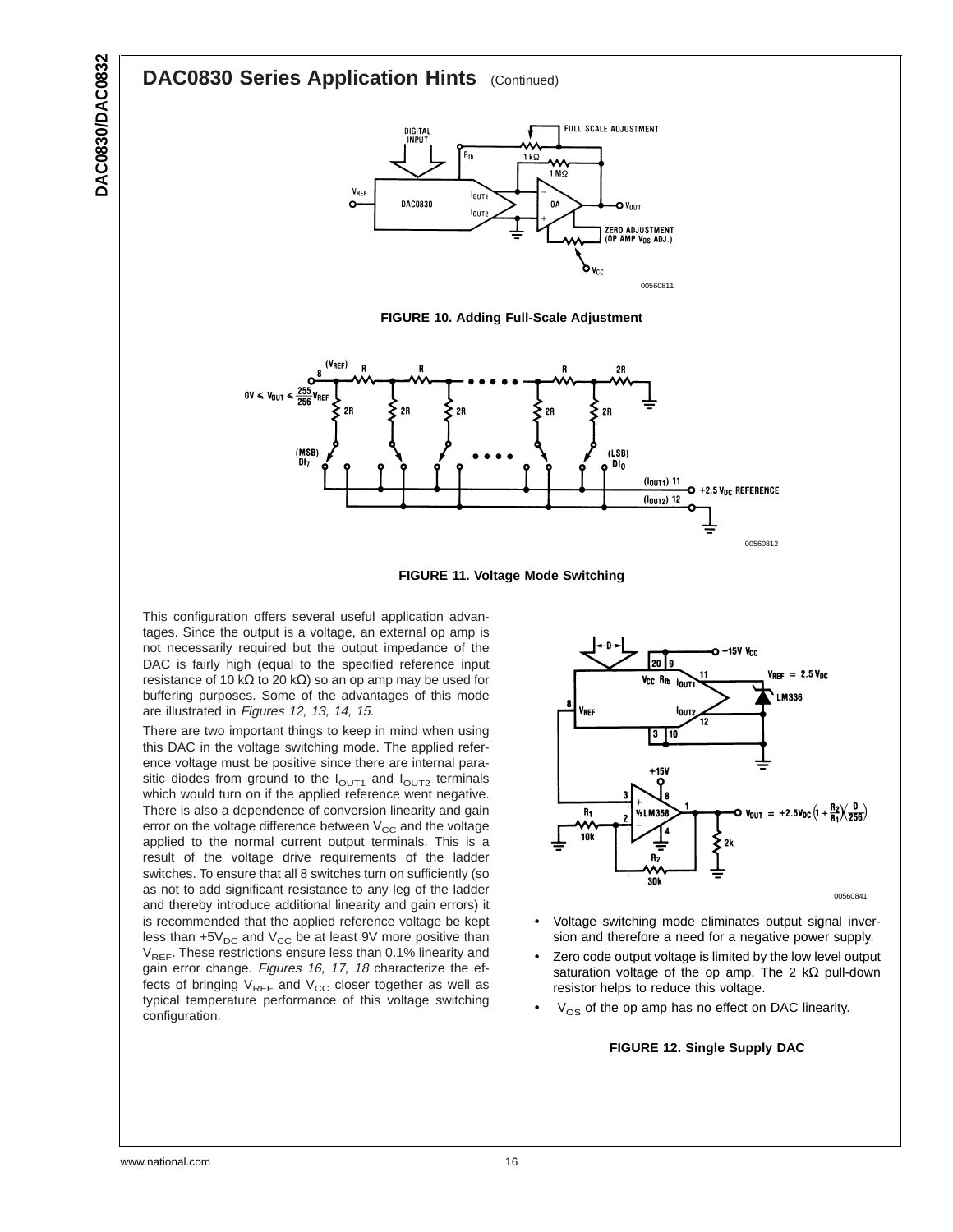## DAC0830 Series Application Hints (Continued)

FIGURE 10. Adding Full-Scale Adjustment

FIGURE 11. Voltage Mode Switching

This configuration offers several useful application advantages. Since the output is a voltage, an external op amp is not necessarily required but the output impedance of the DAC is fairly high (equal to the specified reference input resistance of 10 kΩ to 20 kΩ) so an op amp may be used for buffering purposes. Some of the advantages of this mode are illustrated in *Figures 12, 13, 14, 15*.

There are two important things to keep in mind when using this DAC in the voltage switching mode. The applied reference voltage must be positive since there are internal parasitic diodes from ground to the $I_{OUT1}$ and $I_{OUT2}$ terminals which would turn on if the applied reference went negative. There is also a dependence of conversion linearity and gain error on the voltage difference between $V_{CC}$ and the voltage applied to the normal current output terminals. This is a result of the voltage drive requirements of the ladder switches. To ensure that all 8 switches turn on sufficiently (so as not to add significant resistance to any leg of the ladder and thereby introduce additional linearity and gain errors) it is recommended that the applied reference voltage be kept less than $+5V_{DC}$ and $V_{CC}$ be at least 9V more positive than $V_{REF}$. These restrictions ensure less than 0.1% linearity and gain error change. *Figures 16, 17, 18* characterize the effects of bringing $V_{REF}$ and $V_{CC}$ closer together as well as typical temperature performance of this voltage switching configuration.

- Voltage switching mode eliminates output signal inversion and therefore a need for a negative power supply.
- Zero code output voltage is limited by the low level output saturation voltage of the op amp. The 2 kΩ pull-down resistor helps to reduce this voltage.
- $V_{OS}$ of the op amp has no effect on DAC linearity.

FIGURE 12. Single Supply DAC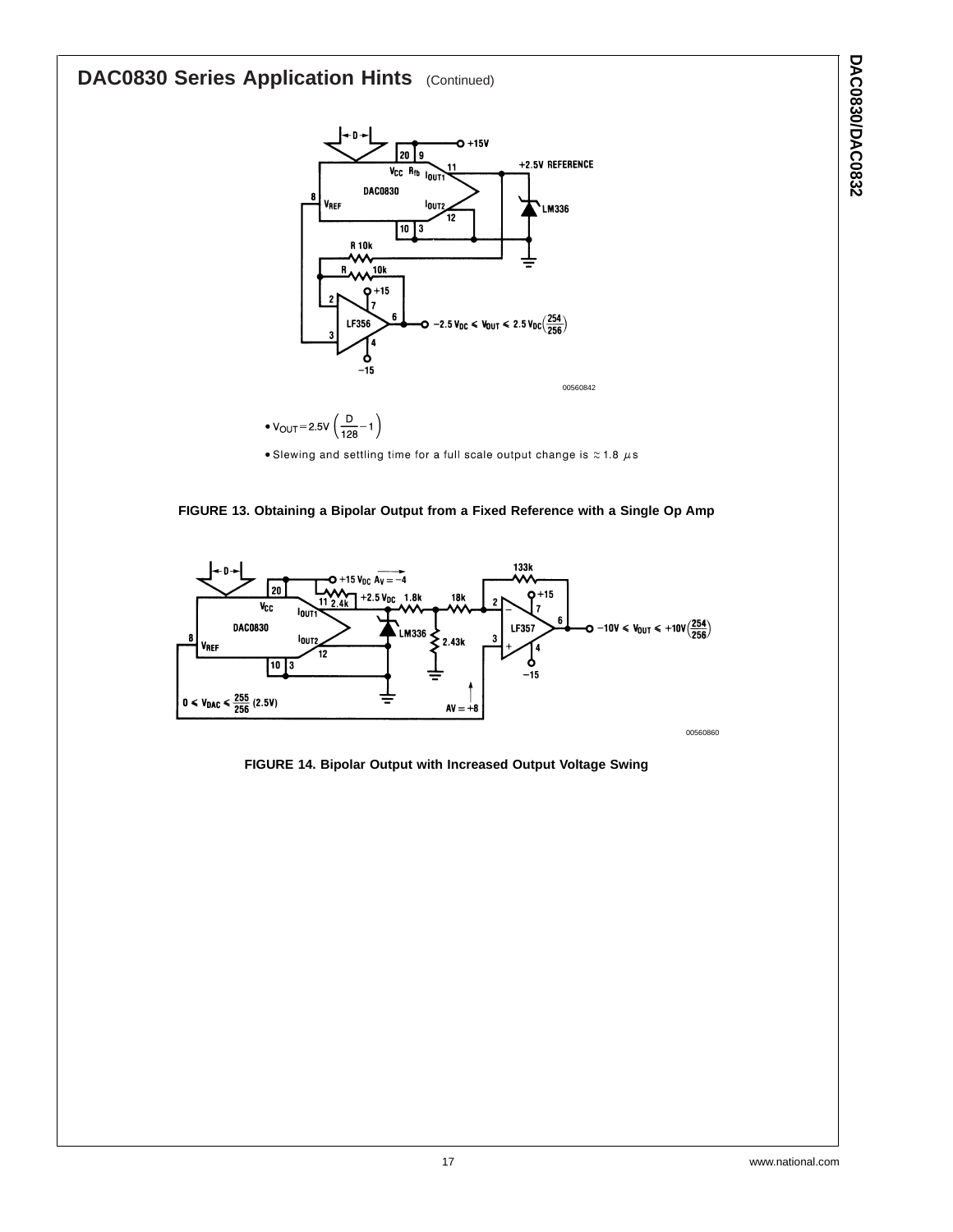## DAC0830 Series Application Hints (Continued)

- $V_{OUT} = 2.5V \left(\frac{D}{128} - 1\right)$
- Slewing and settling time for a full scale output change is ≈ 1.8 µs

**FIGURE 13. Obtaining a Bipolar Output from a Fixed Reference with a Single Op Amp**

**FIGURE 14. Bipolar Output with Increased Output Voltage Swing**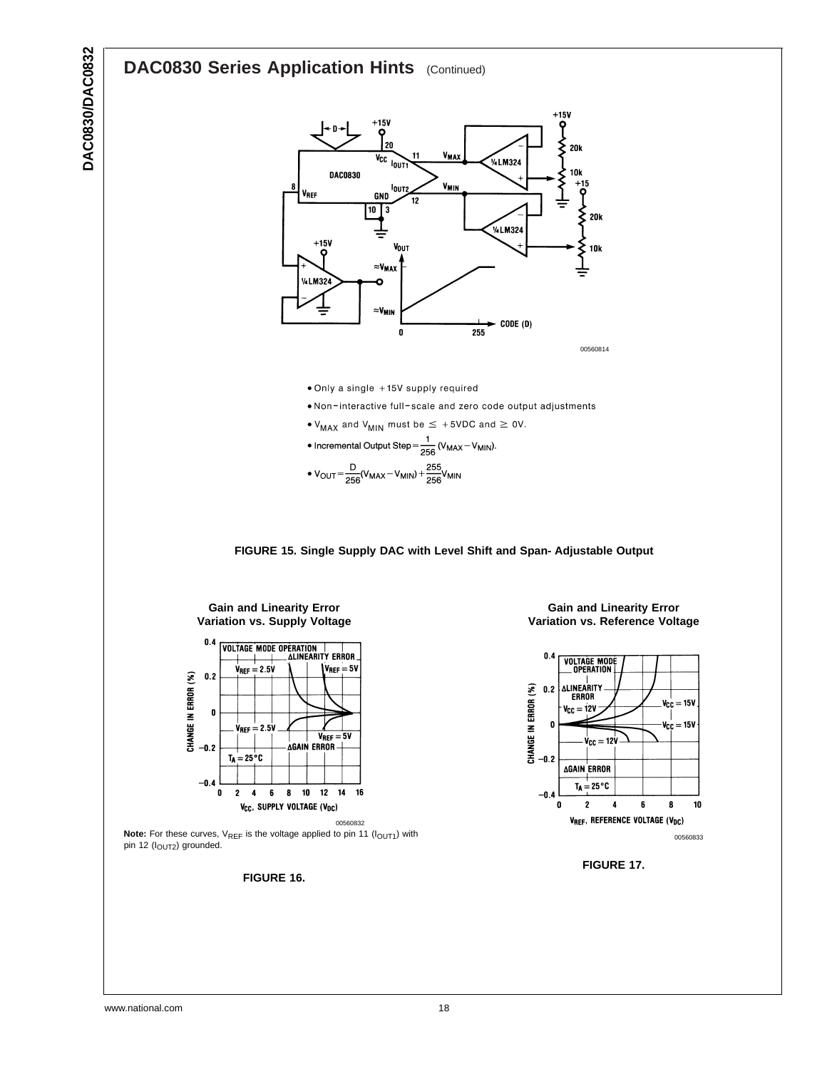## DAC0830 Series Application Hints (Continued)

- Only a single +15V supply required
- Non-interactive full-scale and zero code output adjustments
- $V_{MAX}$ and $V_{MIN}$ must be $\leq$ +5VDC and $\geq$ 0V.
- Incremental Output Step $= \frac{1}{256}(V_{MAX} - V_{MIN})$.
- $V_{OUT} = \frac{D}{256}(V_{MAX} - V_{MIN}) + \frac{255}{256}V_{MIN}$

**FIGURE 15. Single Supply DAC with Level Shift and Span- Adjustable Output**

**Gain and Linearity Error Variation vs. Supply Voltage**

**Note:** For these curves, $V_{REF}$ is the voltage applied to pin 11 ($I_{OUT1}$) with pin 12 ($I_{OUT2}$) grounded.

**FIGURE 16.**

**Gain and Linearity Error Variation vs. Reference Voltage**

**FIGURE 17.**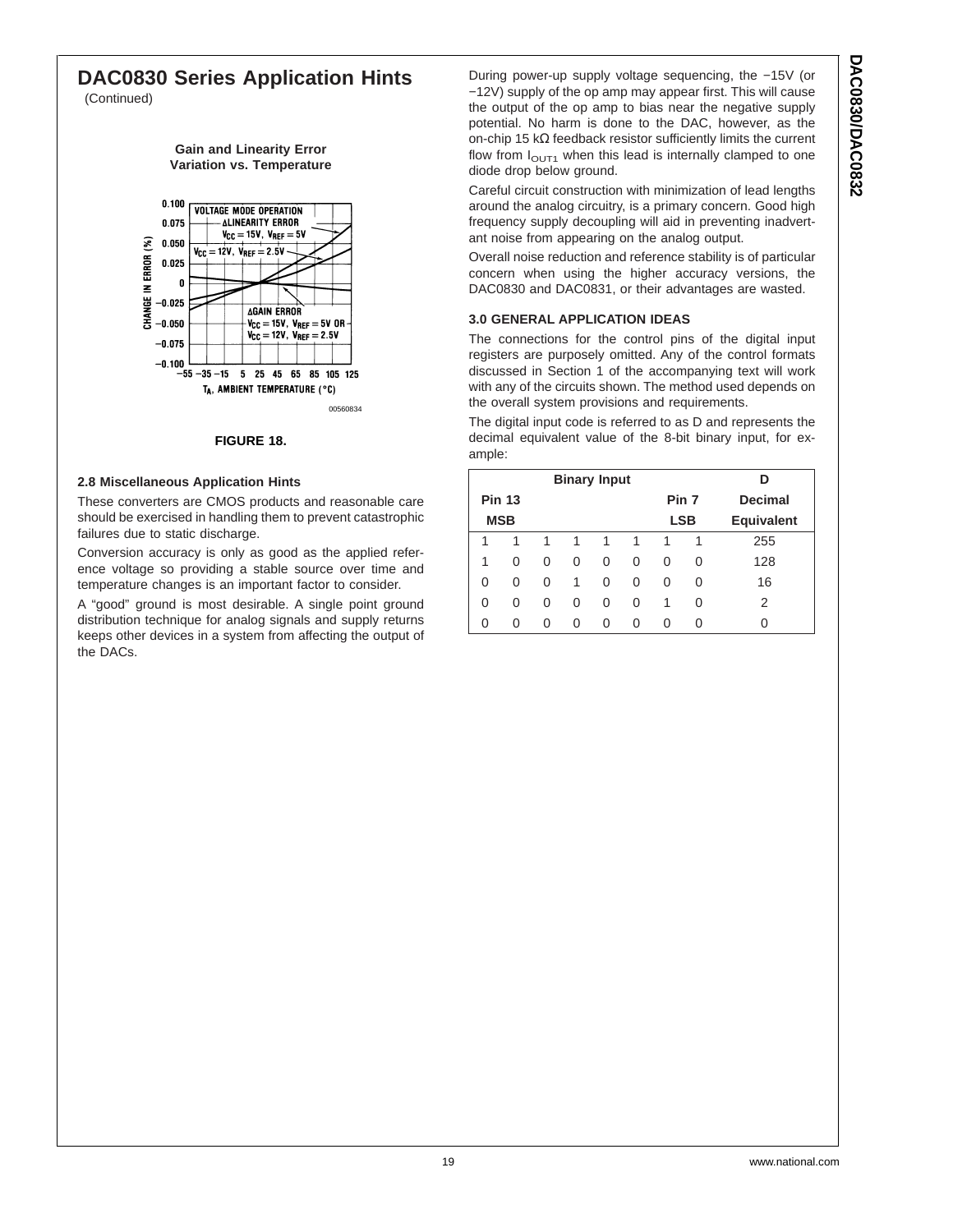# DAC0830 Series Application Hints

(Continued)

**Gain and Linearity Error Variation vs. Temperature**

**FIGURE 18.**

### 2.8 Miscellaneous Application Hints

These converters are CMOS products and reasonable care should be exercised in handling them to prevent catastrophic failures due to static discharge.

Conversion accuracy is only as good as the applied reference voltage so providing a stable source over time and temperature changes is an important factor to consider.

A "good" ground is most desirable. A single point ground distribution technique for analog signals and supply returns keeps other devices in a system from affecting the output of the DACs.

During power-up supply voltage sequencing, the −15V (or −12V) supply of the op amp may appear first. This will cause the output of the op amp to bias near the negative supply potential. No harm is done to the DAC, however, as the on-chip 15 kΩ feedback resistor sufficiently limits the current flow from $I_{OUT1}$ when this lead is internally clamped to one diode drop below ground.

Careful circuit construction with minimization of lead lengths around the analog circuitry, is a primary concern. Good high frequency supply decoupling will aid in preventing inadvertant noise from appearing on the analog output.

Overall noise reduction and reference stability is of particular concern when using the higher accuracy versions, the DAC0830 and DAC0831, or their advantages are wasted.

### 3.0 GENERAL APPLICATION IDEAS

The connections for the control pins of the digital input registers are purposely omitted. Any of the control formats discussed in Section 1 of the accompanying text will work with any of the circuits shown. The method used depends on the overall system provisions and requirements.

The digital input code is referred to as D and represents the decimal equivalent value of the 8-bit binary input, for example:

| Binary Input | | | | | | | | D |
|---|---|---|---|---|---|---|---|---|
| Pin 13 | | | | | | Pin 7 | | Decimal |
| MSB | | | | | | LSB | | Equivalent |
| 1 | 1 | 1 | 1 | 1 | 1 | 1 | 1 | 255 |
| 1 | 0 | 0 | 0 | 0 | 0 | 0 | 0 | 128 |
| 0 | 0 | 0 | 1 | 0 | 0 | 0 | 0 | 16 |
| 0 | 0 | 0 | 0 | 0 | 0 | 1 | 0 | 2 |
| 0 | 0 | 0 | 0 | 0 | 0 | 0 | 0 | 0 |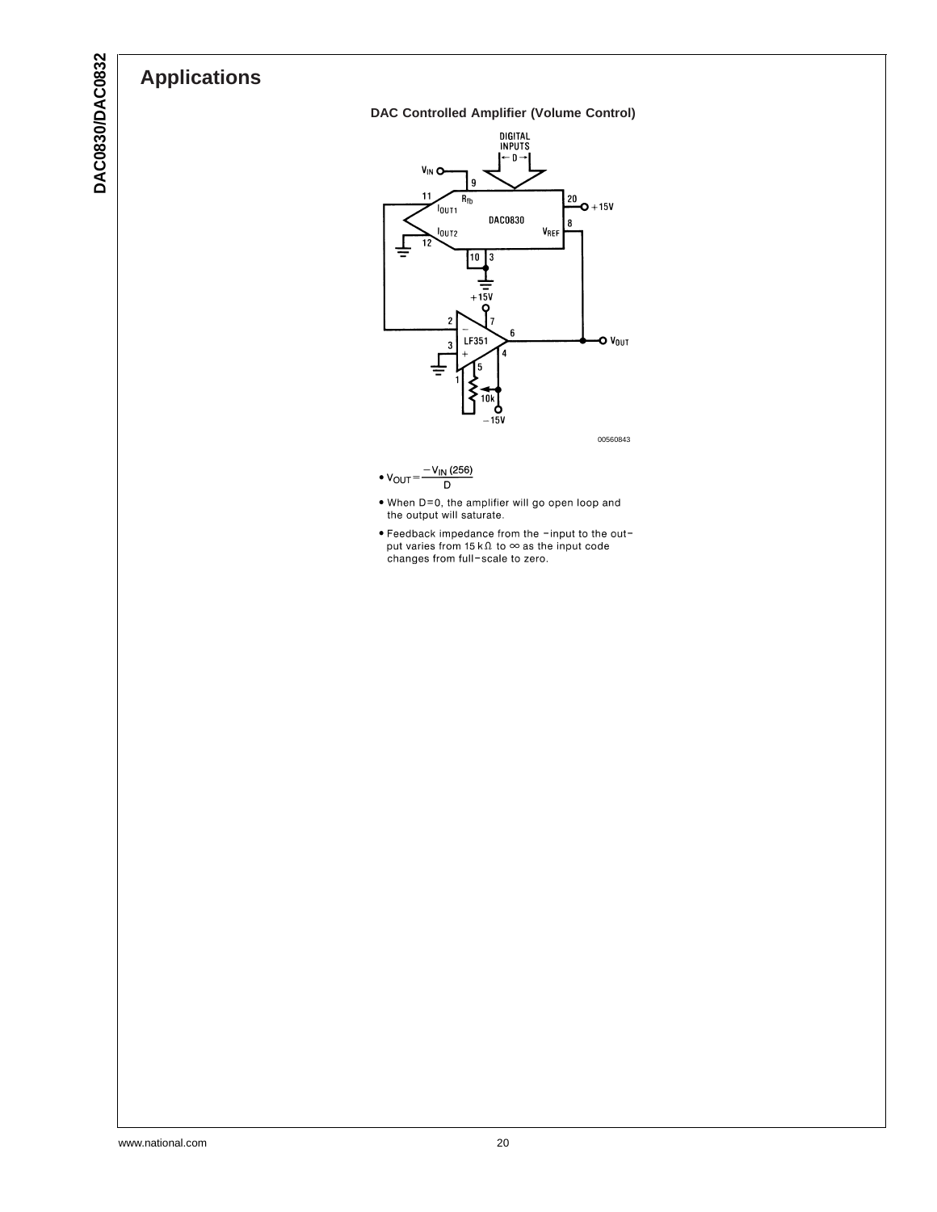# Applications

**DAC Controlled Amplifier (Volume Control)**

00560843

- $V_{OUT} = \frac{-V_{IN}(256)}{D}$
- When D=0, the amplifier will go open loop and the output will saturate.
- Feedback impedance from the −input to the output varies from 15 kΩ to ∞ as the input code changes from full-scale to zero.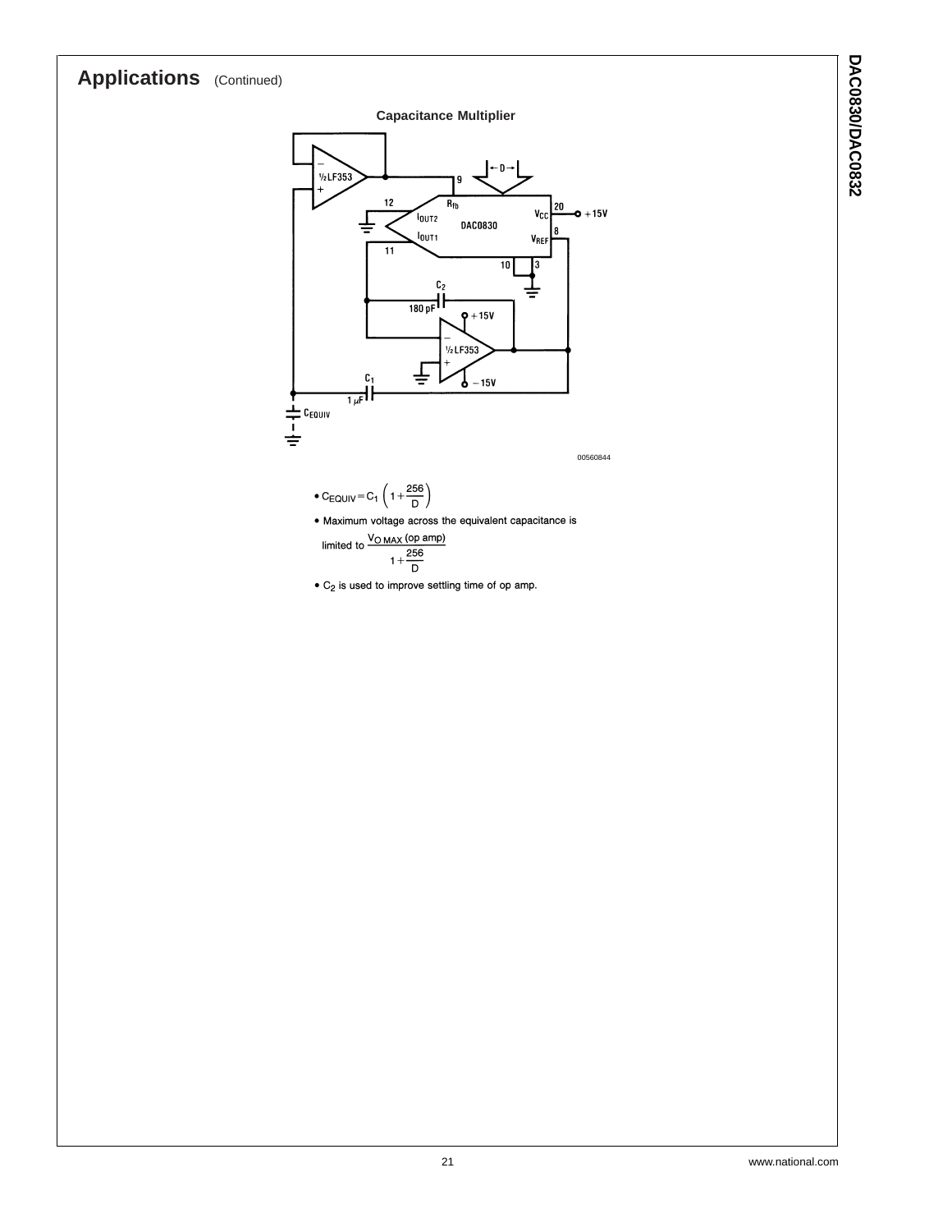## Applications (Continued)

**Capacitance Multiplier**

00560844

- $C_{EQUIV} = C_1 \left(1 + \frac{256}{D}\right)$
- Maximum voltage across the equivalent capacitance is limited to $\frac{V_{O\,MAX}\text{ (op amp)}}{1 + \frac{256}{D}}$
- $C_2$ is used to improve settling time of op amp.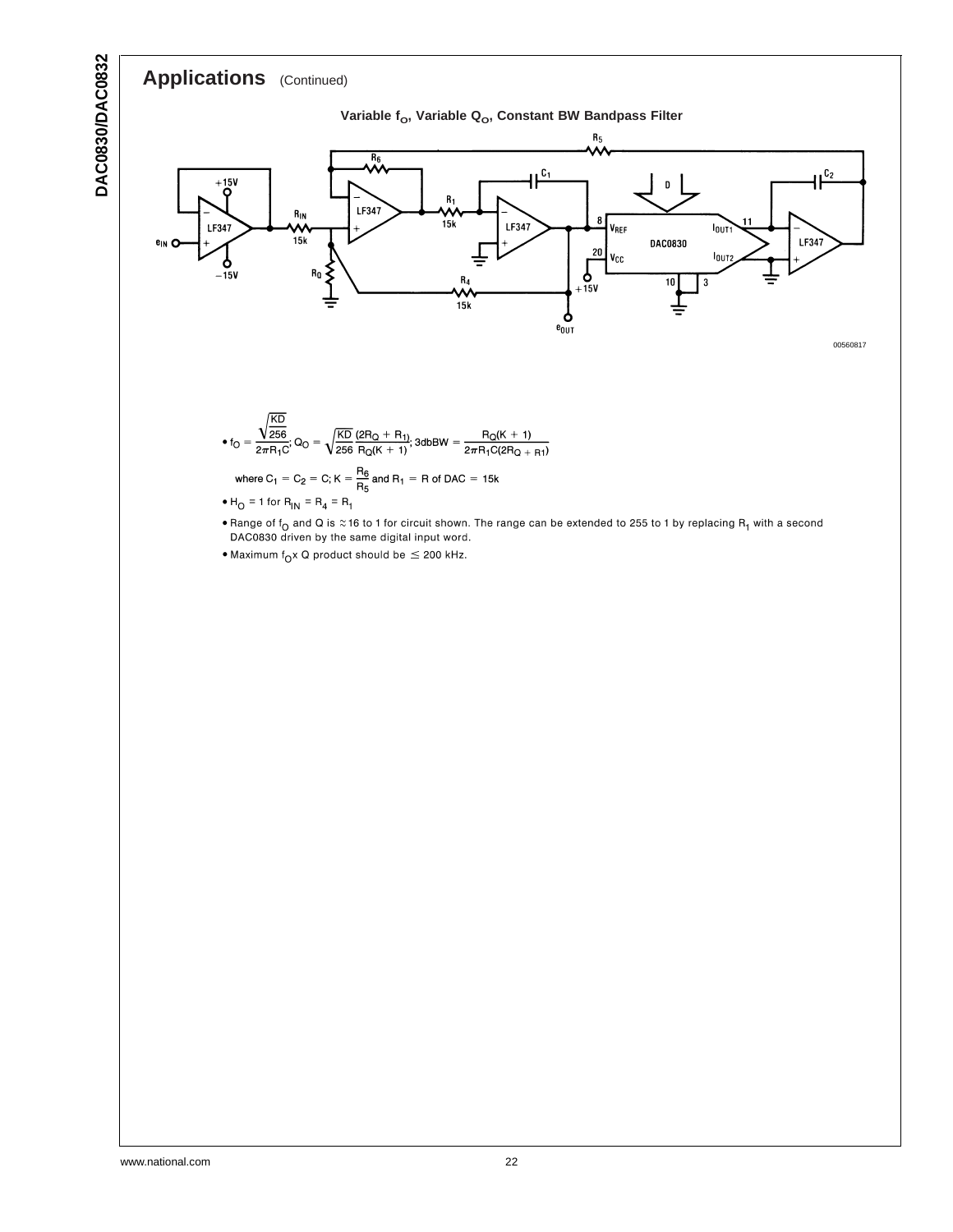## Applications (Continued)

**Variable $f_O$, Variable $Q_O$, Constant BW Bandpass Filter**

00560817

- $f_O = \dfrac{\sqrt{\frac{KD}{256}}}{2\pi R_1 C}$; $Q_O = \sqrt{\dfrac{KD}{256}} \dfrac{(2R_Q + R_1)}{R_Q(K + 1)}$; $3\text{dbBW} = \dfrac{R_Q(K + 1)}{2\pi R_1 C(2R_Q + R_1)}$

  where $C_1 = C_2 = C$; $K = \dfrac{R_6}{R_5}$ and $R_1 = R$ of DAC $= 15\text{k}$

- $H_O = 1$ for $R_{IN} = R_4 = R_1$
- Range of $f_O$ and Q is ≈16 to 1 for circuit shown. The range can be extended to 255 to 1 by replacing $R_1$ with a second DAC0830 driven by the same digital input word.
- Maximum $f_O$x Q product should be ≤ 200 kHz.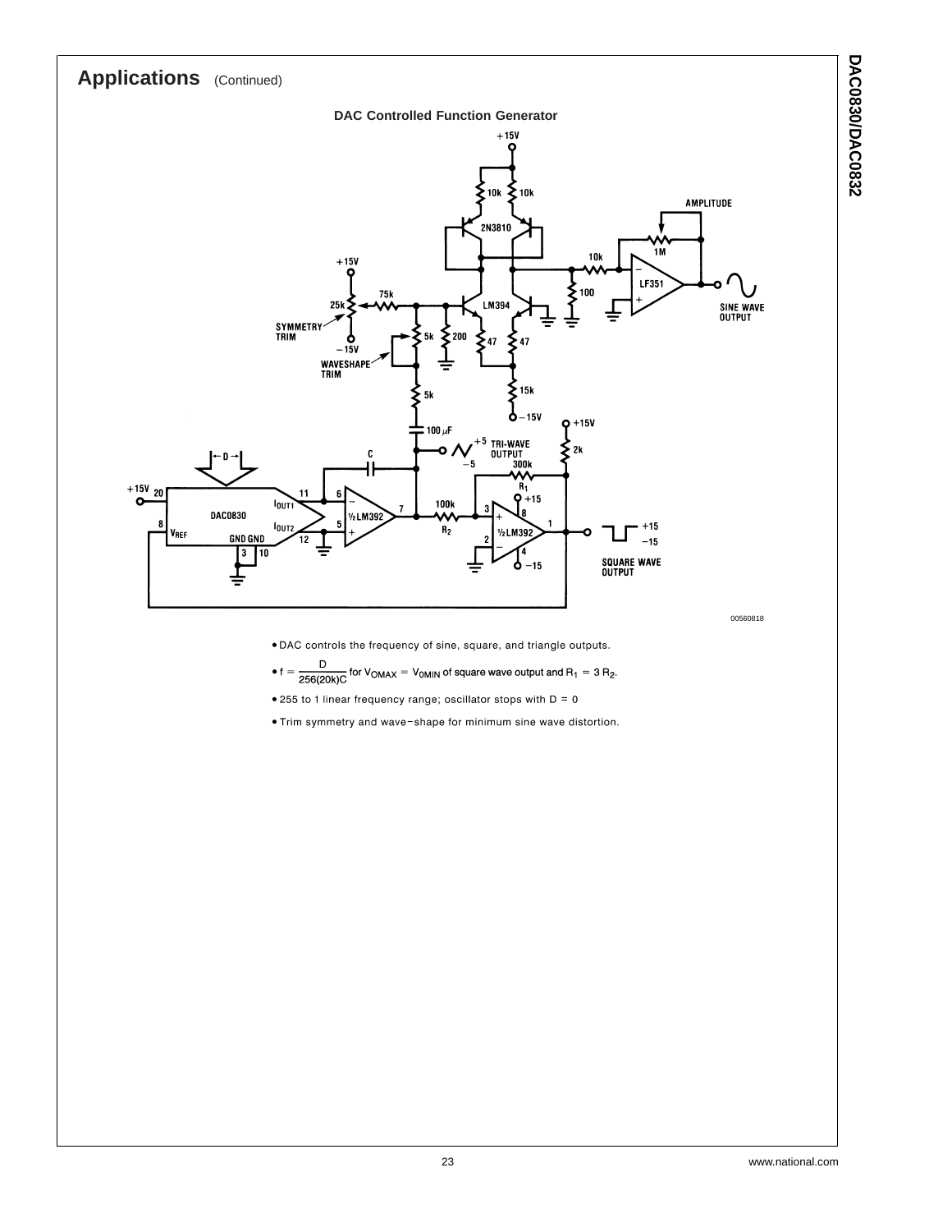## Applications (Continued)

**DAC Controlled Function Generator**

00560818

- DAC controls the frequency of sine, square, and triangle outputs.
- $f = \dfrac{D}{256(20k)C}$ for $V_{OMAX} = V_{OMIN}$ of square wave output and $R_1 = 3\ R_2$.
- 255 to 1 linear frequency range; oscillator stops with D = 0
- Trim symmetry and wave−shape for minimum sine wave distortion.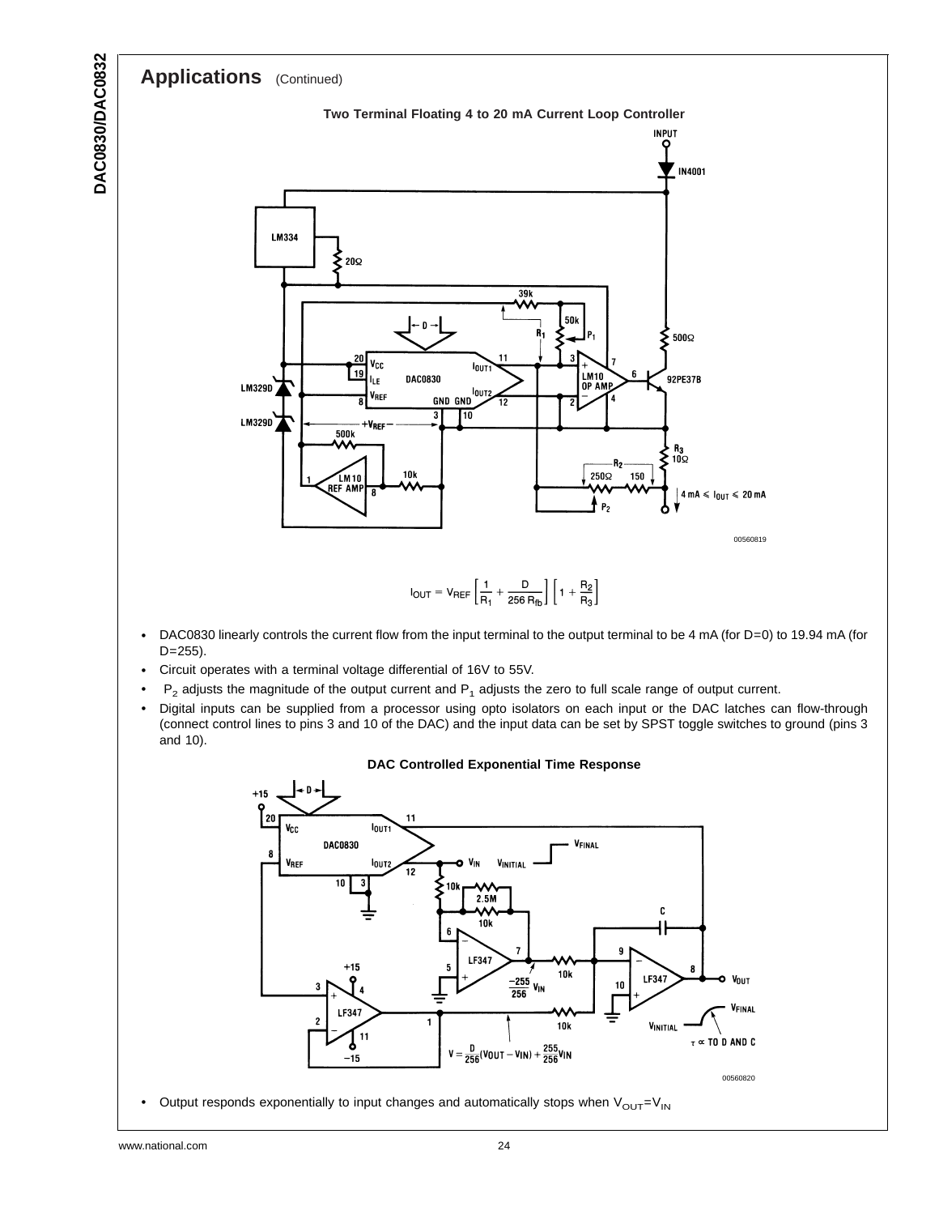## Applications (Continued)

**Two Terminal Floating 4 to 20 mA Current Loop Controller**

00560819

$$I_{OUT} = V_{REF}\left[\frac{1}{R_1} + \frac{D}{256\,R_{fb}}\right]\left[1 + \frac{R_2}{R_3}\right]$$

- DAC0830 linearly controls the current flow from the input terminal to the output terminal to be 4 mA (for D=0) to 19.94 mA (for D=255).
- Circuit operates with a terminal voltage differential of 16V to 55V.
- $P_2$ adjusts the magnitude of the output current and $P_1$ adjusts the zero to full scale range of output current.
- Digital inputs can be supplied from a processor using opto isolators on each input or the DAC latches can flow-through (connect control lines to pins 3 and 10 of the DAC) and the input data can be set by SPST toggle switches to ground (pins 3 and 10).

**DAC Controlled Exponential Time Response**

00560820

- Output responds exponentially to input changes and automatically stops when $V_{OUT}=V_{IN}$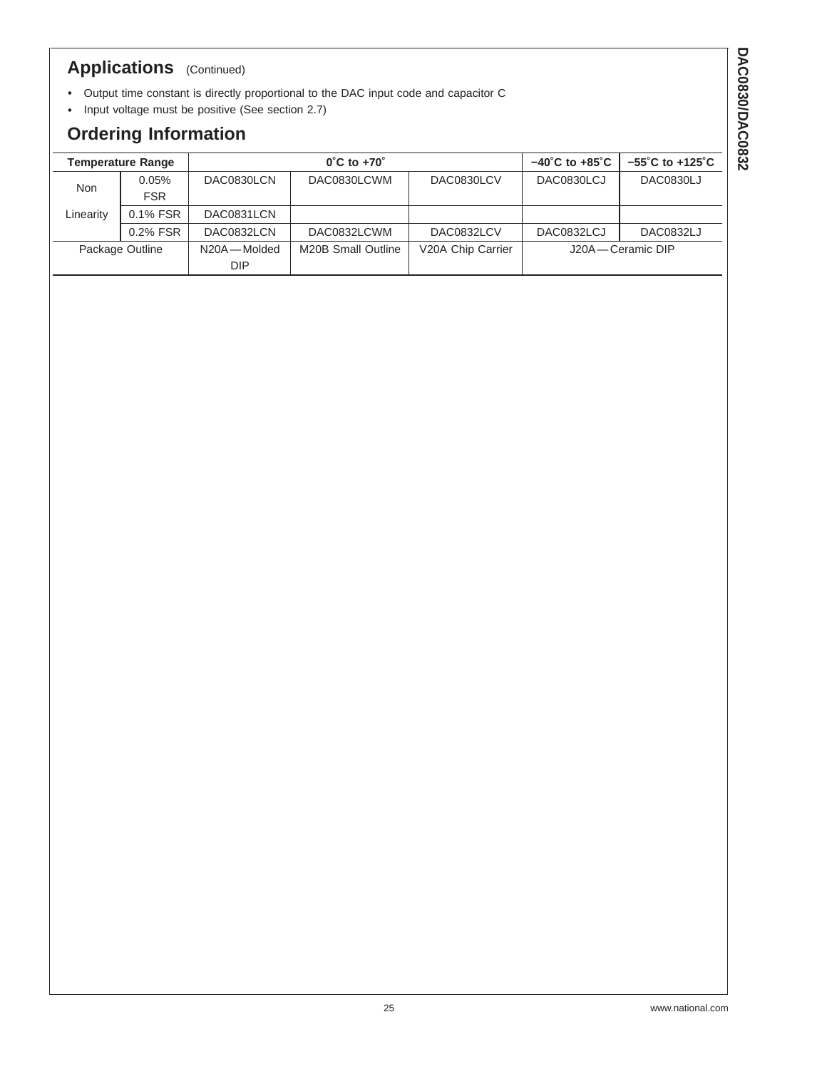## Applications (Continued)

- Output time constant is directly proportional to the DAC input code and capacitor C
- Input voltage must be positive (See section 2.7)

## Ordering Information

| Temperature Range | | 0˚C to +70˚ | | | −40˚C to +85˚C | −55˚C to +125˚C |
|---|---|---|---|---|---|---|
| Non Linearity | 0.05% FSR | DAC0830LCN | DAC0830LCWM | DAC0830LCV | DAC0830LCJ | DAC0830LJ |
| | 0.1% FSR | DAC0831LCN | | | | |
| | 0.2% FSR | DAC0832LCN | DAC0832LCWM | DAC0832LCV | DAC0832LCJ | DAC0832LJ |
| Package Outline | | N20A—Molded DIP | M20B Small Outline | V20A Chip Carrier | J20A—Ceramic DIP | |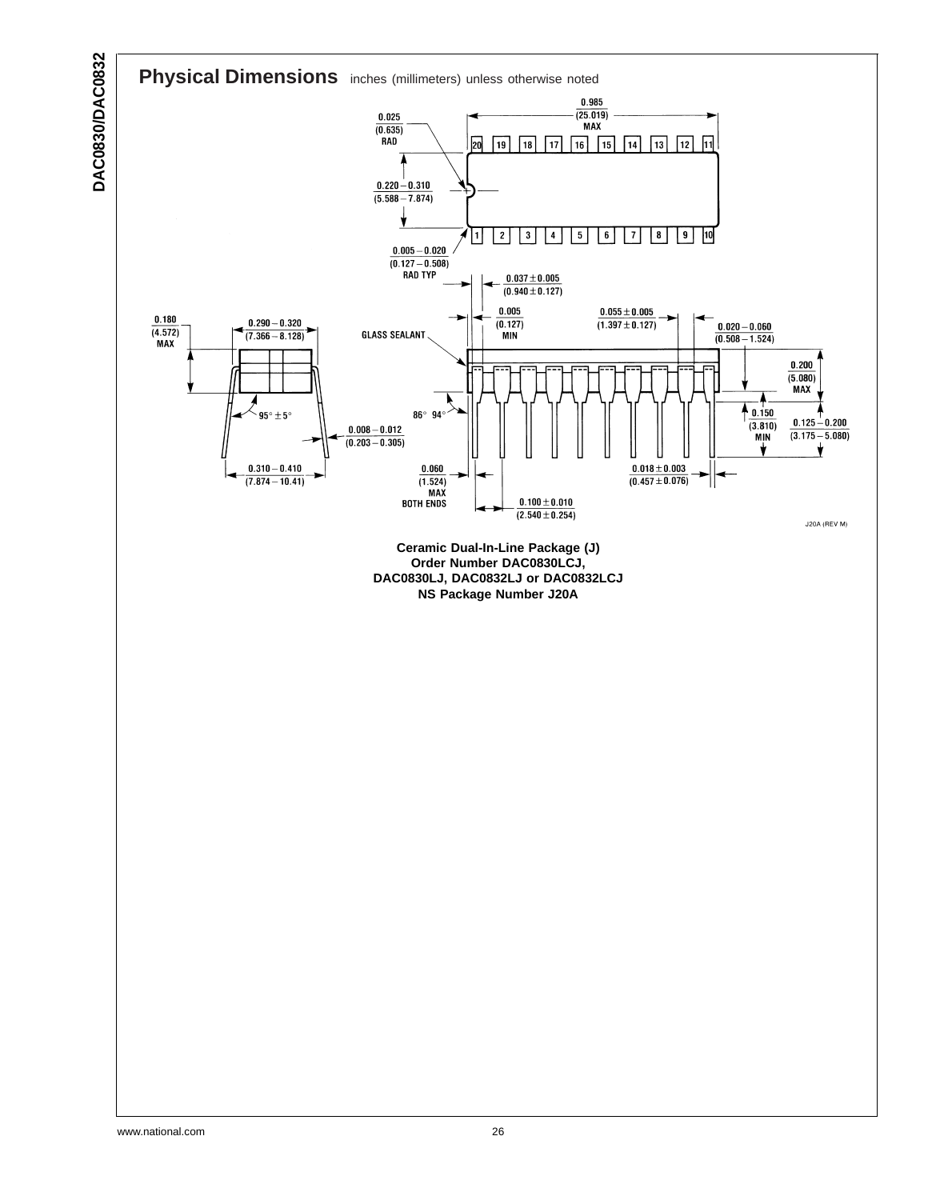## Physical Dimensions inches (millimeters) unless otherwise noted

**Ceramic Dual-In-Line Package (J)**
**Order Number DAC0830LCJ,**
**DAC0830LJ, DAC0832LJ or DAC0832LCJ**
**NS Package Number J20A**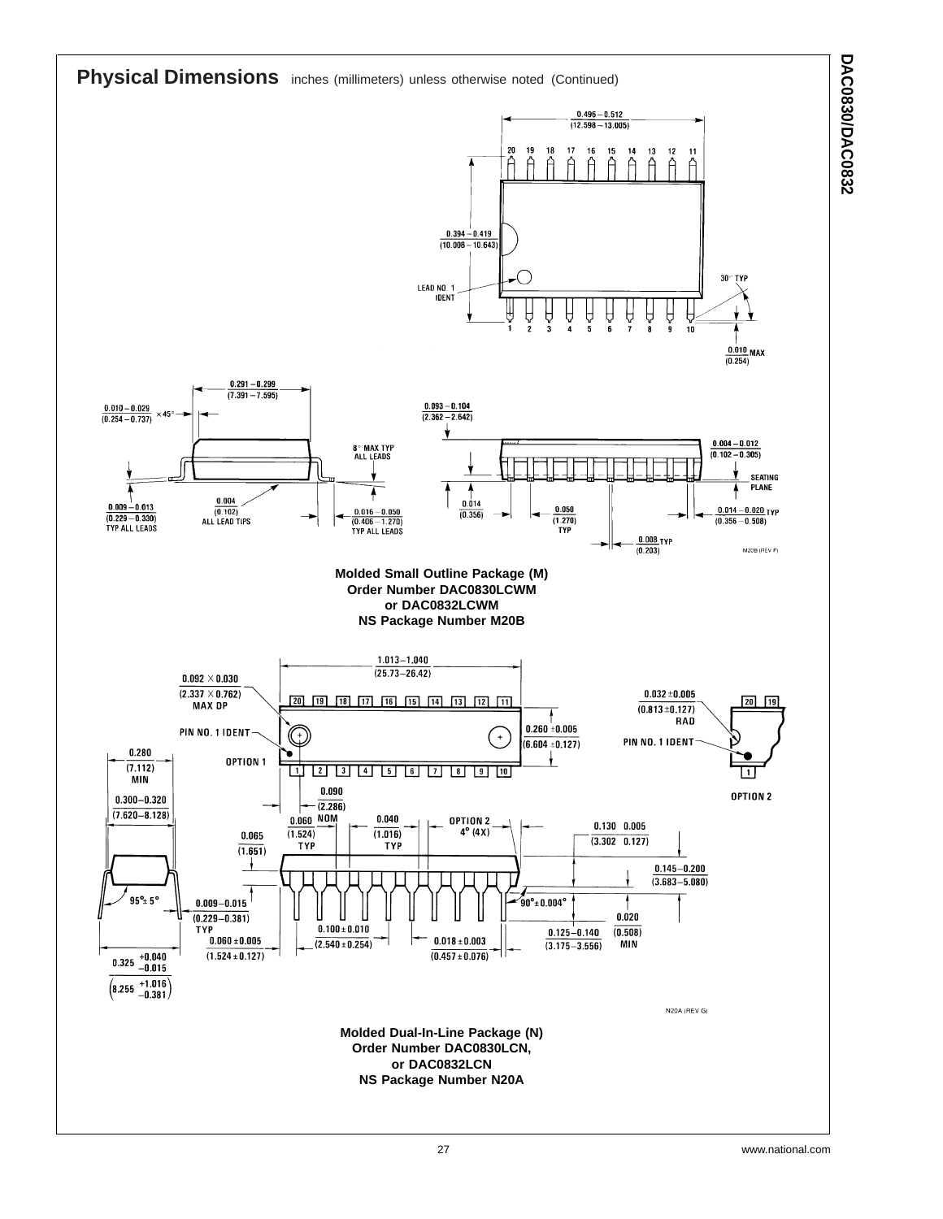## Physical Dimensions inches (millimeters) unless otherwise noted (Continued)

**Molded Small Outline Package (M)**
**Order Number DAC0830LCWM**
**or DAC0832LCWM**
**NS Package Number M20B**

**Molded Dual-In-Line Package (N)**
**Order Number DAC0830LCN,**
**or DAC0832LCN**
**NS Package Number N20A**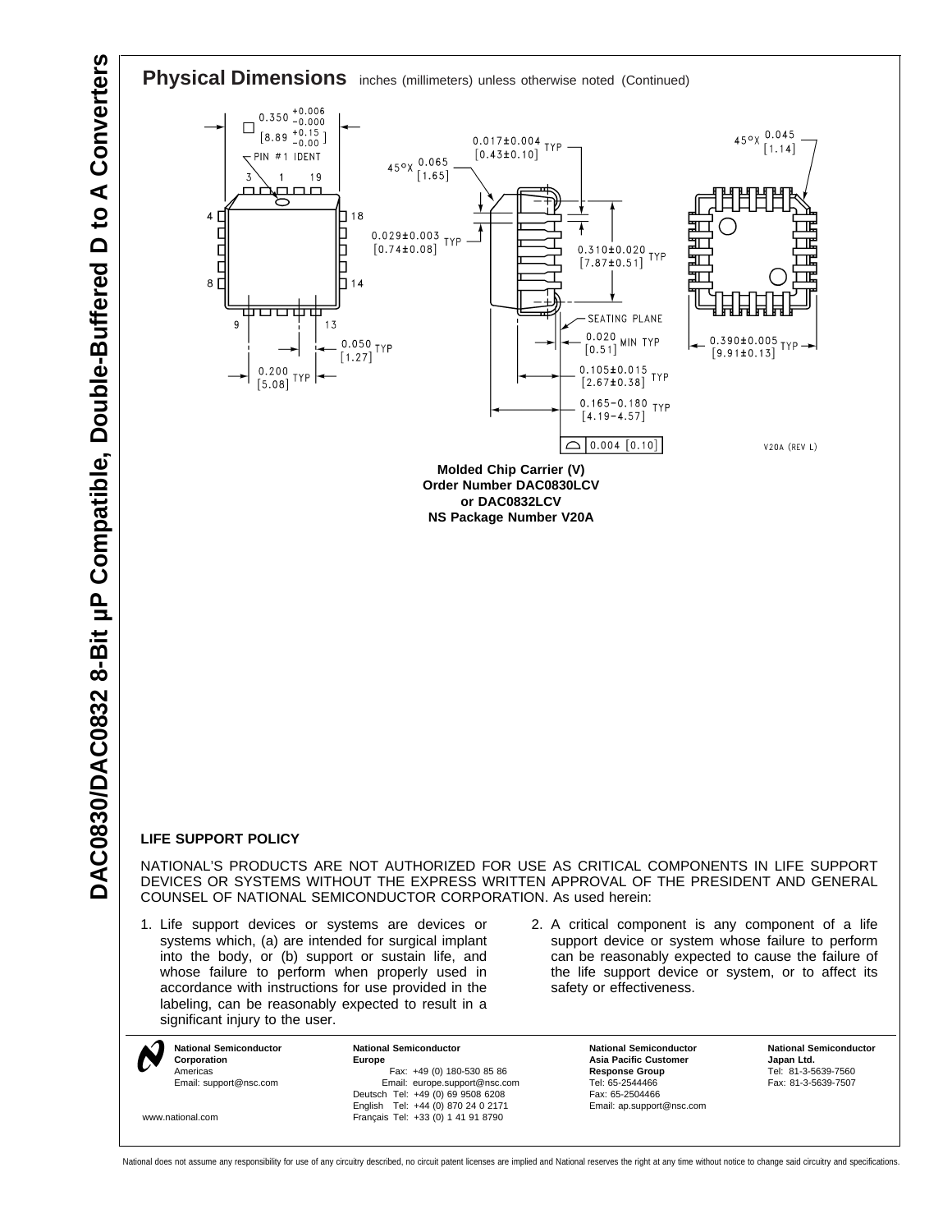## Physical Dimensions inches (millimeters) unless otherwise noted (Continued)

0.350 +0.006 −0.000 [8.89 +0.15 −0.00]

PIN #1 IDENT

3 1 19

4 18

8 14

9 13

0.050 TYP [1.27]

0.200 TYP [5.08]

45° X 0.065 [1.65]

0.017±0.004 TYP [0.43±0.10]

0.029±0.003 TYP [0.74±0.08]

0.310±0.020 TYP [7.87±0.51]

SEATING PLANE

0.020 MIN TYP [0.51]

0.105±0.015 TYP [2.67±0.38]

0.165−0.180 TYP [4.19−4.57]

0.004 [0.10]

45° X 0.045 [1.14]

0.390±0.005 TYP [9.91±0.13]

V20A (REV L)

**Molded Chip Carrier (V)**
**Order Number DAC0830LCV**
**or DAC0832LCV**
**NS Package Number V20A**

**LIFE SUPPORT POLICY**

NATIONAL'S PRODUCTS ARE NOT AUTHORIZED FOR USE AS CRITICAL COMPONENTS IN LIFE SUPPORT DEVICES OR SYSTEMS WITHOUT THE EXPRESS WRITTEN APPROVAL OF THE PRESIDENT AND GENERAL COUNSEL OF NATIONAL SEMICONDUCTOR CORPORATION. As used herein:

1. Life support devices or systems are devices or systems which, (a) are intended for surgical implant into the body, or (b) support or sustain life, and whose failure to perform when properly used in accordance with instructions for use provided in the labeling, can be reasonably expected to result in a significant injury to the user.

2. A critical component is any component of a life support device or system whose failure to perform can be reasonably expected to cause the failure of the life support device or system, or to affect its safety or effectiveness.

**National Semiconductor Corporation**
Americas
Email: support@nsc.com

www.national.com

**National Semiconductor Europe**
Fax: +49 (0) 180-530 85 86
Email: europe.support@nsc.com
Deutsch Tel: +49 (0) 69 9508 6208
English Tel: +44 (0) 870 24 0 2171
Français Tel: +33 (0) 1 41 91 8790

**National Semiconductor Asia Pacific Customer Response Group**
Tel: 65-2544466
Fax: 65-2504466
Email: ap.support@nsc.com

**National Semiconductor Japan Ltd.**
Tel: 81-3-5639-7560
Fax: 81-3-5639-7507

National does not assume any responsibility for use of any circuitry described, no circuit patent licenses are implied and National reserves the right at any time without notice to change said circuitry and specifications.